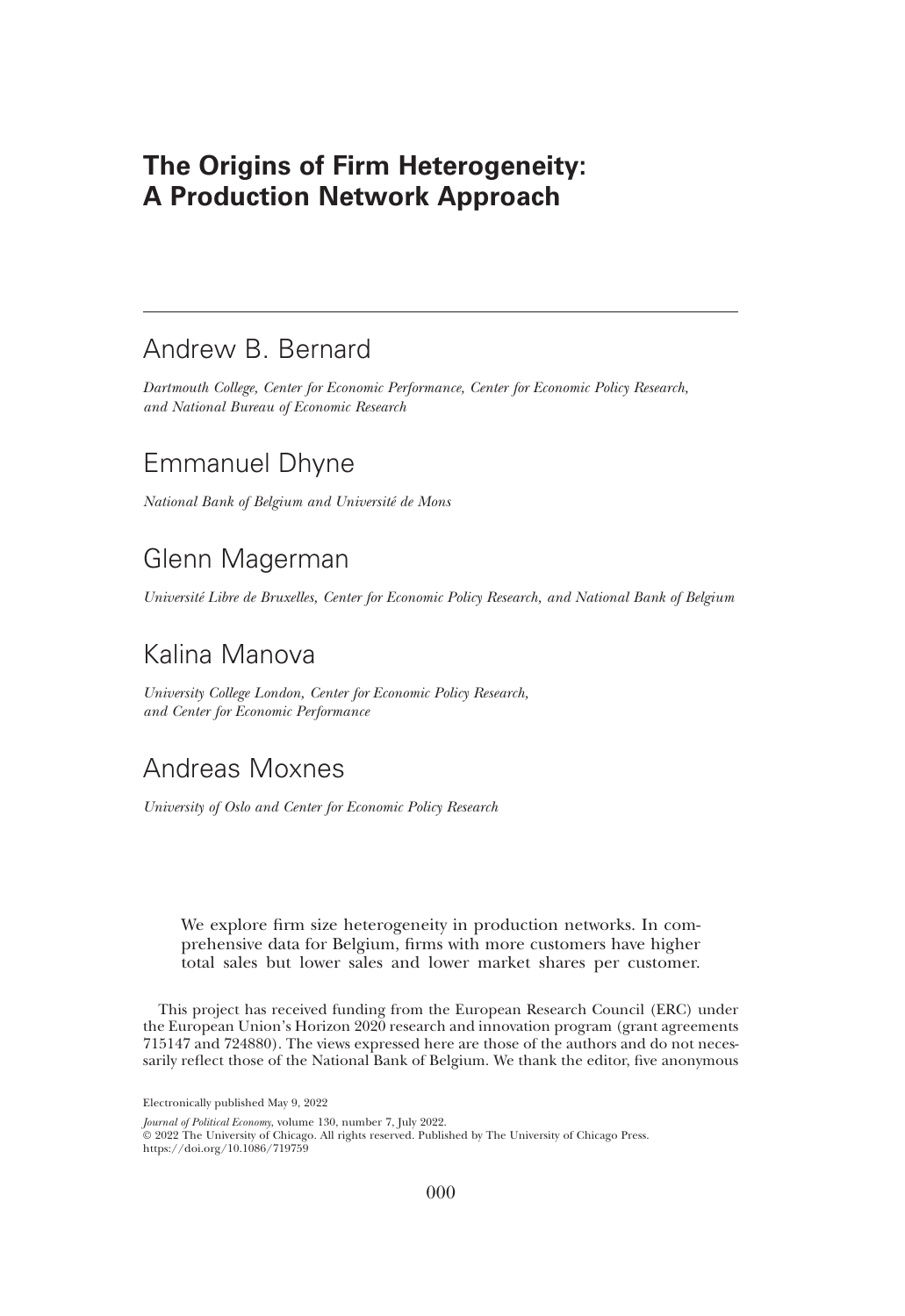# The Origins of Firm Heterogeneity: A Production Network Approach

## Andrew B. Bernard

*Dartmouth College, Center for Economic Performance, Center for Economic Policy Research, and National Bureau of Economic Research*

## Emmanuel Dhyne

*National Bank of Belgium and Université de Mons*

## Glenn Magerman

*Université Libre de Bruxelles, Center for Economic Policy Research, and National Bank of Belgium*

## Kalina Manova

*University College London, Center for Economic Policy Research, and Center for Economic Performance*

## Andreas Moxnes

*University of Oslo and Center for Economic Policy Research*

We explore firm size heterogeneity in production networks. In comprehensive data for Belgium, firms with more customers have higher total sales but lower sales and lower market shares per customer.

This project has received funding from the European Research Council (ERC) under the European Union's Horizon 2020 research and innovation program (grant agreements 715147 and 724880). The views expressed here are those of the authors and do not necessarily reflect those of the National Bank of Belgium. We thank the editor, five anonymous

Electronically published May 9, 2022

*Journal of Political Economy*, volume 130, number 7, July 2022.
© 2022 The University of Chicago. All rights reserved. Published by The University of Chicago Press.
https://doi.org/10.1086/719759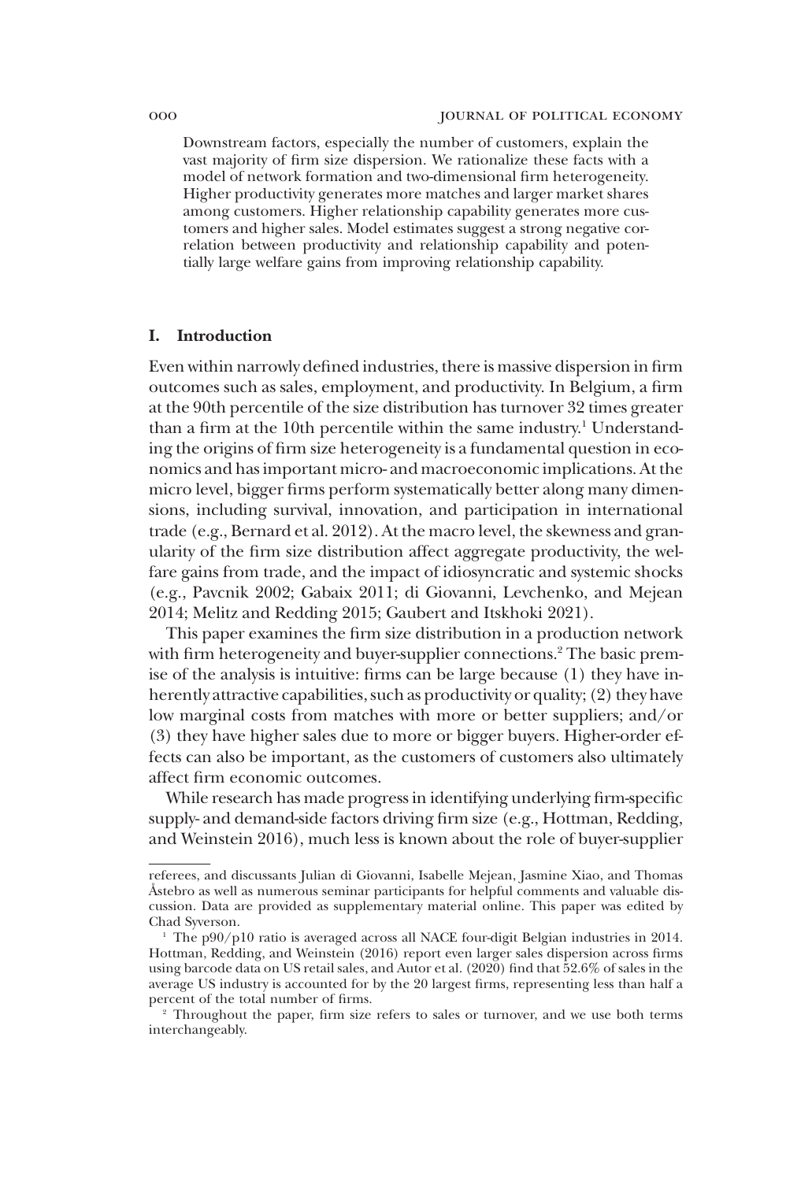Downstream factors, especially the number of customers, explain the vast majority of firm size dispersion. We rationalize these facts with a model of network formation and two-dimensional firm heterogeneity. Higher productivity generates more matches and larger market shares among customers. Higher relationship capability generates more customers and higher sales. Model estimates suggest a strong negative correlation between productivity and relationship capability and potentially large welfare gains from improving relationship capability.

## I. Introduction

Even within narrowly defined industries, there is massive dispersion in firm outcomes such as sales, employment, and productivity. In Belgium, a firm at the 90th percentile of the size distribution has turnover 32 times greater than a firm at the 10th percentile within the same industry.[1] Understanding the origins of firm size heterogeneity is a fundamental question in economics and has important micro- and macroeconomic implications. At the micro level, bigger firms perform systematically better along many dimensions, including survival, innovation, and participation in international trade (e.g., Bernard et al. 2012). At the macro level, the skewness and granularity of the firm size distribution affect aggregate productivity, the welfare gains from trade, and the impact of idiosyncratic and systemic shocks (e.g., Pavcnik 2002; Gabaix 2011; di Giovanni, Levchenko, and Mejean 2014; Melitz and Redding 2015; Gaubert and Itskhoki 2021).

This paper examines the firm size distribution in a production network with firm heterogeneity and buyer-supplier connections.[2] The basic premise of the analysis is intuitive: firms can be large because (1) they have inherently attractive capabilities, such as productivity or quality; (2) they have low marginal costs from matches with more or better suppliers; and/or (3) they have higher sales due to more or bigger buyers. Higher-order effects can also be important, as the customers of customers also ultimately affect firm economic outcomes.

While research has made progress in identifying underlying firm-specific supply- and demand-side factors driving firm size (e.g., Hottman, Redding, and Weinstein 2016), much less is known about the role of buyer-supplier

referees, and discussants Julian di Giovanni, Isabelle Mejean, Jasmine Xiao, and Thomas Åstebro as well as numerous seminar participants for helpful comments and valuable discussion. Data are provided as supplementary material online. This paper was edited by Chad Syverson.

[1] The p90/p10 ratio is averaged across all NACE four-digit Belgian industries in 2014. Hottman, Redding, and Weinstein (2016) report even larger sales dispersion across firms using barcode data on US retail sales, and Autor et al. (2020) find that 52.6% of sales in the average US industry is accounted for by the 20 largest firms, representing less than half a percent of the total number of firms.

[2] Throughout the paper, firm size refers to sales or turnover, and we use both terms interchangeably.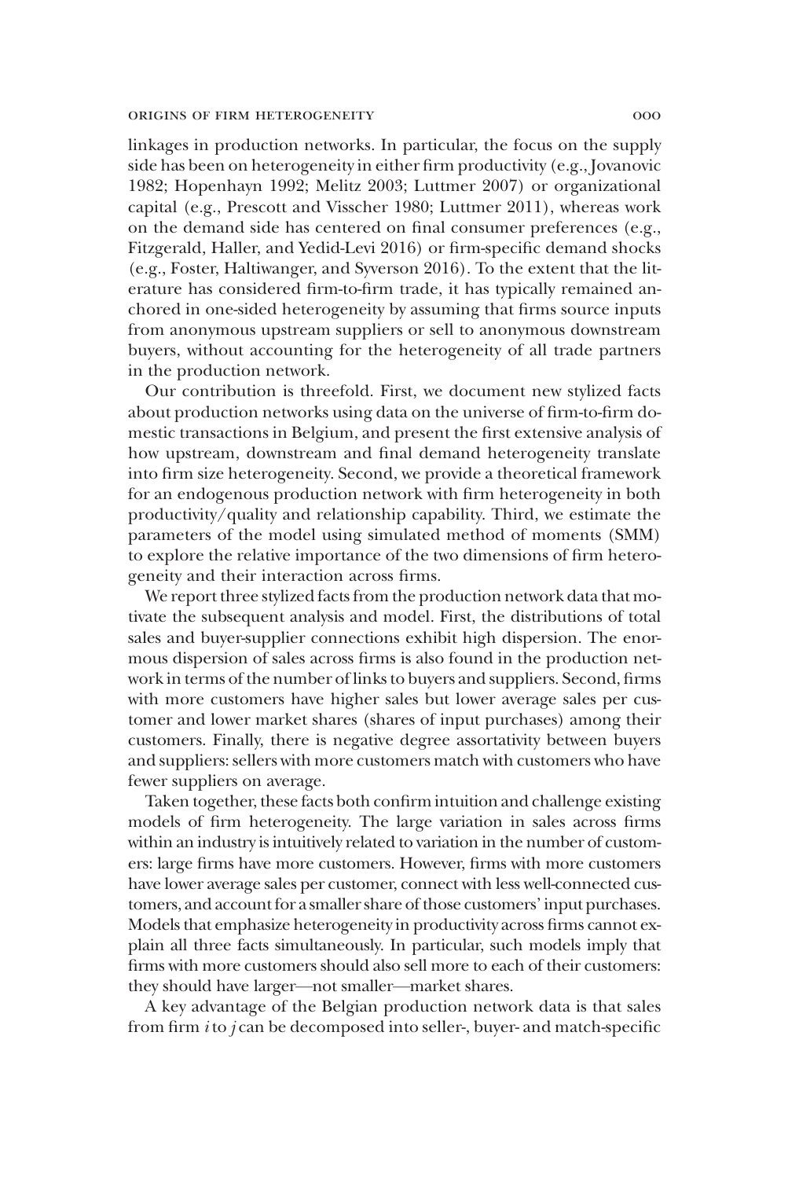linkages in production networks. In particular, the focus on the supply side has been on heterogeneity in either firm productivity (e.g., Jovanovic 1982; Hopenhayn 1992; Melitz 2003; Luttmer 2007) or organizational capital (e.g., Prescott and Visscher 1980; Luttmer 2011), whereas work on the demand side has centered on final consumer preferences (e.g., Fitzgerald, Haller, and Yedid-Levi 2016) or firm-specific demand shocks (e.g., Foster, Haltiwanger, and Syverson 2016). To the extent that the literature has considered firm-to-firm trade, it has typically remained anchored in one-sided heterogeneity by assuming that firms source inputs from anonymous upstream suppliers or sell to anonymous downstream buyers, without accounting for the heterogeneity of all trade partners in the production network.

Our contribution is threefold. First, we document new stylized facts about production networks using data on the universe of firm-to-firm domestic transactions in Belgium, and present the first extensive analysis of how upstream, downstream and final demand heterogeneity translate into firm size heterogeneity. Second, we provide a theoretical framework for an endogenous production network with firm heterogeneity in both productivity/quality and relationship capability. Third, we estimate the parameters of the model using simulated method of moments (SMM) to explore the relative importance of the two dimensions of firm heterogeneity and their interaction across firms.

We report three stylized facts from the production network data that motivate the subsequent analysis and model. First, the distributions of total sales and buyer-supplier connections exhibit high dispersion. The enormous dispersion of sales across firms is also found in the production network in terms of the number of links to buyers and suppliers. Second, firms with more customers have higher sales but lower average sales per customer and lower market shares (shares of input purchases) among their customers. Finally, there is negative degree assortativity between buyers and suppliers: sellers with more customers match with customers who have fewer suppliers on average.

Taken together, these facts both confirm intuition and challenge existing models of firm heterogeneity. The large variation in sales across firms within an industry is intuitively related to variation in the number of customers: large firms have more customers. However, firms with more customers have lower average sales per customer, connect with less well-connected customers, and account for a smaller share of those customers' input purchases. Models that emphasize heterogeneity in productivity across firms cannot explain all three facts simultaneously. In particular, such models imply that firms with more customers should also sell more to each of their customers: they should have larger—not smaller—market shares.

A key advantage of the Belgian production network data is that sales from firm $i$ to $j$ can be decomposed into seller-, buyer- and match-specific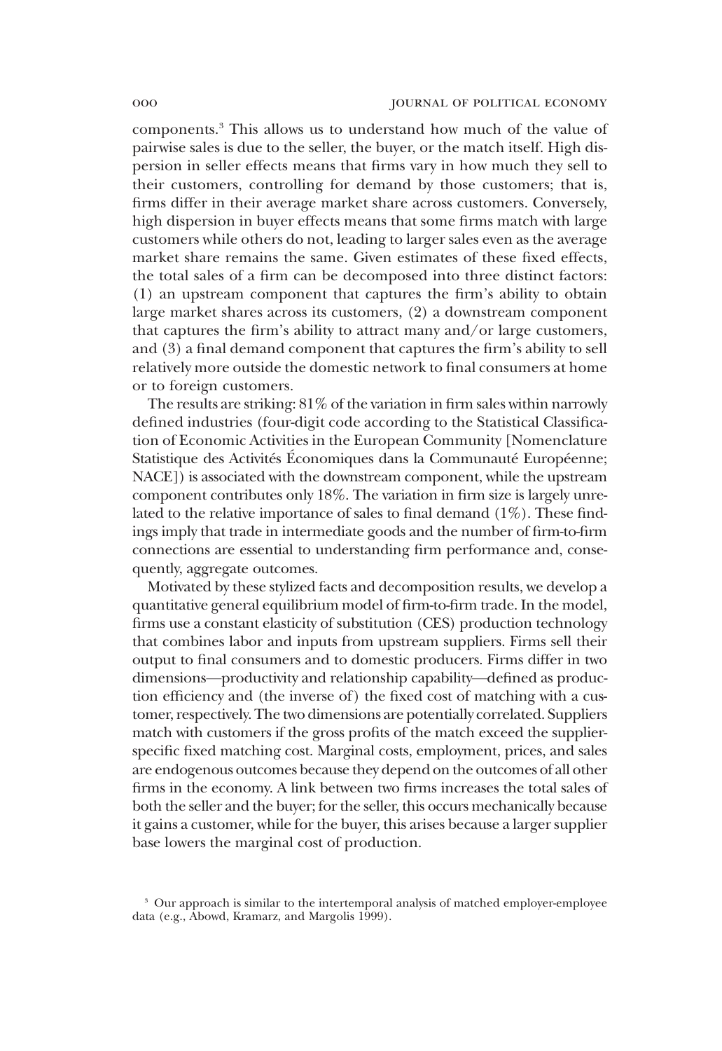components.[3] This allows us to understand how much of the value of pairwise sales is due to the seller, the buyer, or the match itself. High dispersion in seller effects means that firms vary in how much they sell to their customers, controlling for demand by those customers; that is, firms differ in their average market share across customers. Conversely, high dispersion in buyer effects means that some firms match with large customers while others do not, leading to larger sales even as the average market share remains the same. Given estimates of these fixed effects, the total sales of a firm can be decomposed into three distinct factors: (1) an upstream component that captures the firm's ability to obtain large market shares across its customers, (2) a downstream component that captures the firm's ability to attract many and/or large customers, and (3) a final demand component that captures the firm's ability to sell relatively more outside the domestic network to final consumers at home or to foreign customers.

The results are striking: 81% of the variation in firm sales within narrowly defined industries (four-digit code according to the Statistical Classification of Economic Activities in the European Community [Nomenclature Statistique des Activités Économiques dans la Communauté Européenne; NACE]) is associated with the downstream component, while the upstream component contributes only 18%. The variation in firm size is largely unrelated to the relative importance of sales to final demand (1%). These findings imply that trade in intermediate goods and the number of firm-to-firm connections are essential to understanding firm performance and, consequently, aggregate outcomes.

Motivated by these stylized facts and decomposition results, we develop a quantitative general equilibrium model of firm-to-firm trade. In the model, firms use a constant elasticity of substitution (CES) production technology that combines labor and inputs from upstream suppliers. Firms sell their output to final consumers and to domestic producers. Firms differ in two dimensions—productivity and relationship capability—defined as production efficiency and (the inverse of) the fixed cost of matching with a customer, respectively. The two dimensions are potentially correlated. Suppliers match with customers if the gross profits of the match exceed the supplier-specific fixed matching cost. Marginal costs, employment, prices, and sales are endogenous outcomes because they depend on the outcomes of all other firms in the economy. A link between two firms increases the total sales of both the seller and the buyer; for the seller, this occurs mechanically because it gains a customer, while for the buyer, this arises because a larger supplier base lowers the marginal cost of production.

[3] Our approach is similar to the intertemporal analysis of matched employer-employee data (e.g., Abowd, Kramarz, and Margolis 1999).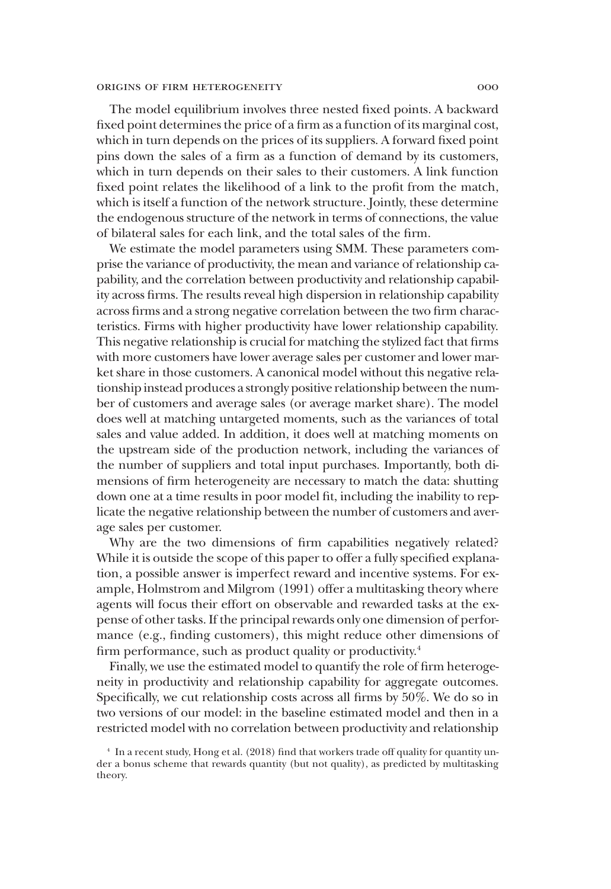The model equilibrium involves three nested fixed points. A backward fixed point determines the price of a firm as a function of its marginal cost, which in turn depends on the prices of its suppliers. A forward fixed point pins down the sales of a firm as a function of demand by its customers, which in turn depends on their sales to their customers. A link function fixed point relates the likelihood of a link to the profit from the match, which is itself a function of the network structure. Jointly, these determine the endogenous structure of the network in terms of connections, the value of bilateral sales for each link, and the total sales of the firm.

We estimate the model parameters using SMM. These parameters comprise the variance of productivity, the mean and variance of relationship capability, and the correlation between productivity and relationship capability across firms. The results reveal high dispersion in relationship capability across firms and a strong negative correlation between the two firm characteristics. Firms with higher productivity have lower relationship capability. This negative relationship is crucial for matching the stylized fact that firms with more customers have lower average sales per customer and lower market share in those customers. A canonical model without this negative relationship instead produces a strongly positive relationship between the number of customers and average sales (or average market share). The model does well at matching untargeted moments, such as the variances of total sales and value added. In addition, it does well at matching moments on the upstream side of the production network, including the variances of the number of suppliers and total input purchases. Importantly, both dimensions of firm heterogeneity are necessary to match the data: shutting down one at a time results in poor model fit, including the inability to replicate the negative relationship between the number of customers and average sales per customer.

Why are the two dimensions of firm capabilities negatively related? While it is outside the scope of this paper to offer a fully specified explanation, a possible answer is imperfect reward and incentive systems. For example, Holmstrom and Milgrom (1991) offer a multitasking theory where agents will focus their effort on observable and rewarded tasks at the expense of other tasks. If the principal rewards only one dimension of performance (e.g., finding customers), this might reduce other dimensions of firm performance, such as product quality or productivity.[4]

Finally, we use the estimated model to quantify the role of firm heterogeneity in productivity and relationship capability for aggregate outcomes. Specifically, we cut relationship costs across all firms by 50%. We do so in two versions of our model: in the baseline estimated model and then in a restricted model with no correlation between productivity and relationship

[4] In a recent study, Hong et al. (2018) find that workers trade off quality for quantity under a bonus scheme that rewards quantity (but not quality), as predicted by multitasking theory.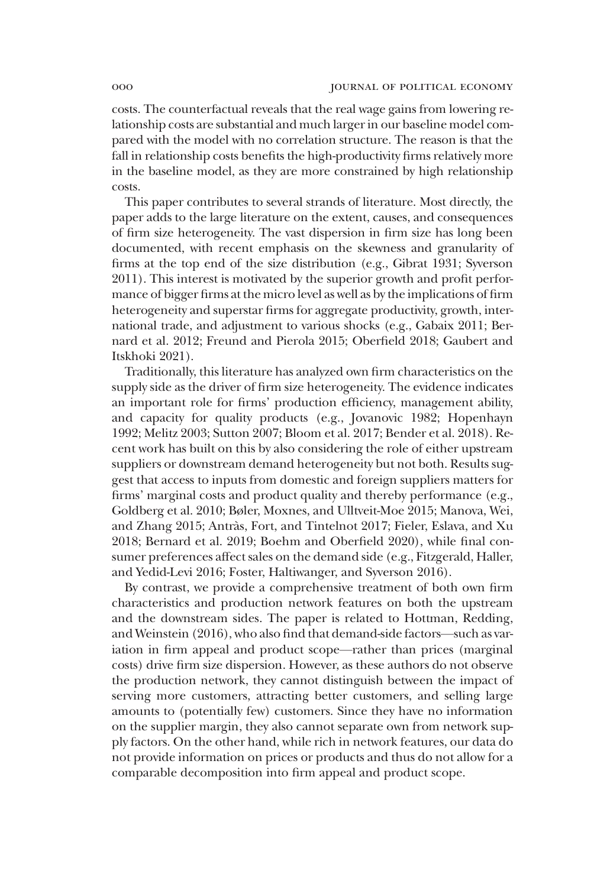costs. The counterfactual reveals that the real wage gains from lowering relationship costs are substantial and much larger in our baseline model compared with the model with no correlation structure. The reason is that the fall in relationship costs benefits the high-productivity firms relatively more in the baseline model, as they are more constrained by high relationship costs.

This paper contributes to several strands of literature. Most directly, the paper adds to the large literature on the extent, causes, and consequences of firm size heterogeneity. The vast dispersion in firm size has long been documented, with recent emphasis on the skewness and granularity of firms at the top end of the size distribution (e.g., Gibrat 1931; Syverson 2011). This interest is motivated by the superior growth and profit performance of bigger firms at the micro level as well as by the implications of firm heterogeneity and superstar firms for aggregate productivity, growth, international trade, and adjustment to various shocks (e.g., Gabaix 2011; Bernard et al. 2012; Freund and Pierola 2015; Oberfield 2018; Gaubert and Itskhoki 2021).

Traditionally, this literature has analyzed own firm characteristics on the supply side as the driver of firm size heterogeneity. The evidence indicates an important role for firms' production efficiency, management ability, and capacity for quality products (e.g., Jovanovic 1982; Hopenhayn 1992; Melitz 2003; Sutton 2007; Bloom et al. 2017; Bender et al. 2018). Recent work has built on this by also considering the role of either upstream suppliers or downstream demand heterogeneity but not both. Results suggest that access to inputs from domestic and foreign suppliers matters for firms' marginal costs and product quality and thereby performance (e.g., Goldberg et al. 2010; Bøler, Moxnes, and Ulltveit-Moe 2015; Manova, Wei, and Zhang 2015; Antràs, Fort, and Tintelnot 2017; Fieler, Eslava, and Xu 2018; Bernard et al. 2019; Boehm and Oberfield 2020), while final consumer preferences affect sales on the demand side (e.g., Fitzgerald, Haller, and Yedid-Levi 2016; Foster, Haltiwanger, and Syverson 2016).

By contrast, we provide a comprehensive treatment of both own firm characteristics and production network features on both the upstream and the downstream sides. The paper is related to Hottman, Redding, and Weinstein (2016), who also find that demand-side factors—such as variation in firm appeal and product scope—rather than prices (marginal costs) drive firm size dispersion. However, as these authors do not observe the production network, they cannot distinguish between the impact of serving more customers, attracting better customers, and selling large amounts to (potentially few) customers. Since they have no information on the supplier margin, they also cannot separate own from network supply factors. On the other hand, while rich in network features, our data do not provide information on prices or products and thus do not allow for a comparable decomposition into firm appeal and product scope.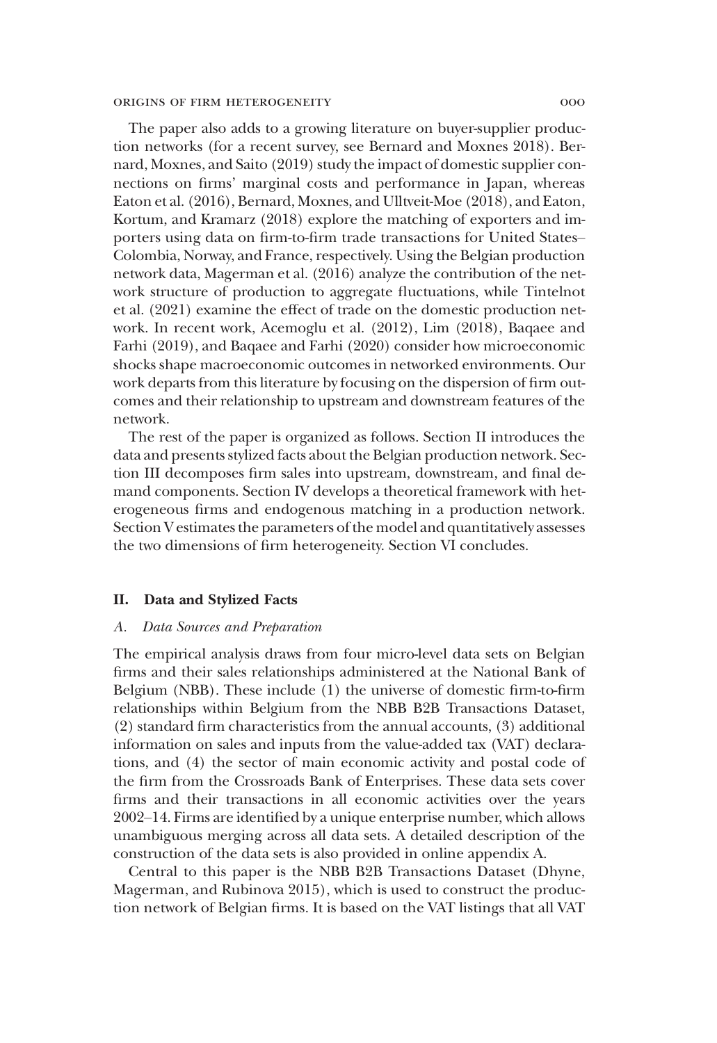The paper also adds to a growing literature on buyer-supplier production networks (for a recent survey, see Bernard and Moxnes 2018). Bernard, Moxnes, and Saito (2019) study the impact of domestic supplier connections on firms' marginal costs and performance in Japan, whereas Eaton et al. (2016), Bernard, Moxnes, and Ulltveit-Moe (2018), and Eaton, Kortum, and Kramarz (2018) explore the matching of exporters and importers using data on firm-to-firm trade transactions for United States–Colombia, Norway, and France, respectively. Using the Belgian production network data, Magerman et al. (2016) analyze the contribution of the network structure of production to aggregate fluctuations, while Tintelnot et al. (2021) examine the effect of trade on the domestic production network. In recent work, Acemoglu et al. (2012), Lim (2018), Baqaee and Farhi (2019), and Baqaee and Farhi (2020) consider how microeconomic shocks shape macroeconomic outcomes in networked environments. Our work departs from this literature by focusing on the dispersion of firm outcomes and their relationship to upstream and downstream features of the network.

The rest of the paper is organized as follows. Section II introduces the data and presents stylized facts about the Belgian production network. Section III decomposes firm sales into upstream, downstream, and final demand components. Section IV develops a theoretical framework with heterogeneous firms and endogenous matching in a production network. Section V estimates the parameters of the model and quantitatively assesses the two dimensions of firm heterogeneity. Section VI concludes.

## II. Data and Stylized Facts

### A. *Data Sources and Preparation*

The empirical analysis draws from four micro-level data sets on Belgian firms and their sales relationships administered at the National Bank of Belgium (NBB). These include (1) the universe of domestic firm-to-firm relationships within Belgium from the NBB B2B Transactions Dataset, (2) standard firm characteristics from the annual accounts, (3) additional information on sales and inputs from the value-added tax (VAT) declarations, and (4) the sector of main economic activity and postal code of the firm from the Crossroads Bank of Enterprises. These data sets cover firms and their transactions in all economic activities over the years 2002–14. Firms are identified by a unique enterprise number, which allows unambiguous merging across all data sets. A detailed description of the construction of the data sets is also provided in online appendix A.

Central to this paper is the NBB B2B Transactions Dataset (Dhyne, Magerman, and Rubinova 2015), which is used to construct the production network of Belgian firms. It is based on the VAT listings that all VAT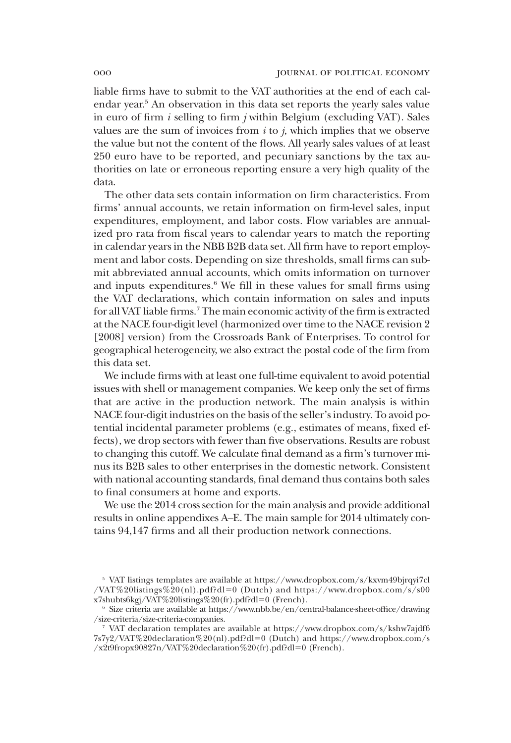liable firms have to submit to the VAT authorities at the end of each calendar year.[5] An observation in this data set reports the yearly sales value in euro of firm $i$ selling to firm $j$ within Belgium (excluding VAT). Sales values are the sum of invoices from $i$ to $j$, which implies that we observe the value but not the content of the flows. All yearly sales values of at least 250 euro have to be reported, and pecuniary sanctions by the tax authorities on late or erroneous reporting ensure a very high quality of the data.

The other data sets contain information on firm characteristics. From firms' annual accounts, we retain information on firm-level sales, input expenditures, employment, and labor costs. Flow variables are annualized pro rata from fiscal years to calendar years to match the reporting in calendar years in the NBB B2B data set. All firm have to report employment and labor costs. Depending on size thresholds, small firms can submit abbreviated annual accounts, which omits information on turnover and inputs expenditures.[6] We fill in these values for small firms using the VAT declarations, which contain information on sales and inputs for all VAT liable firms.[7] The main economic activity of the firm is extracted at the NACE four-digit level (harmonized over time to the NACE revision 2 [2008] version) from the Crossroads Bank of Enterprises. To control for geographical heterogeneity, we also extract the postal code of the firm from this data set.

We include firms with at least one full-time equivalent to avoid potential issues with shell or management companies. We keep only the set of firms that are active in the production network. The main analysis is within NACE four-digit industries on the basis of the seller's industry. To avoid potential incidental parameter problems (e.g., estimates of means, fixed effects), we drop sectors with fewer than five observations. Results are robust to changing this cutoff. We calculate final demand as a firm's turnover minus its B2B sales to other enterprises in the domestic network. Consistent with national accounting standards, final demand thus contains both sales to final consumers at home and exports.

We use the 2014 cross section for the main analysis and provide additional results in online appendixes A–E. The main sample for 2014 ultimately contains 94,147 firms and all their production network connections.

[5] VAT listings templates are available at https://www.dropbox.com/s/kxvm49bjrqyi7cl/VAT%20listings%20(nl).pdf?dl=0 (Dutch) and https://www.dropbox.com/s/s00x7shubts6kgj/VAT%20listings%20(fr).pdf?dl=0 (French).

[6] Size criteria are available at https://www.nbb.be/en/central-balance-sheet-office/drawing/size-criteria/size-criteria-companies.

[7] VAT declaration templates are available at https://www.dropbox.com/s/kshw7ajdf67s7y2/VAT%20declaration%20(nl).pdf?dl=0 (Dutch) and https://www.dropbox.com/s/x2t9fropx90827n/VAT%20declaration%20(fr).pdf?dl=0 (French).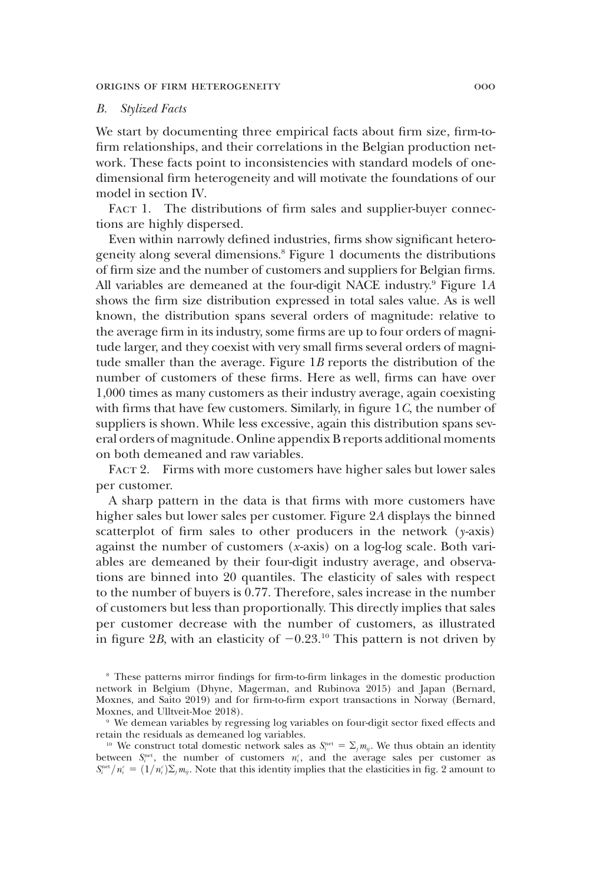### *B. Stylized Facts*

We start by documenting three empirical facts about firm size, firm-to-firm relationships, and their correlations in the Belgian production network. These facts point to inconsistencies with standard models of one-dimensional firm heterogeneity and will motivate the foundations of our model in section IV.

FACT 1. The distributions of firm sales and supplier-buyer connections are highly dispersed.

Even within narrowly defined industries, firms show significant heterogeneity along several dimensions.[8] Figure 1 documents the distributions of firm size and the number of customers and suppliers for Belgian firms. All variables are demeaned at the four-digit NACE industry.[9] Figure 1*A* shows the firm size distribution expressed in total sales value. As is well known, the distribution spans several orders of magnitude: relative to the average firm in its industry, some firms are up to four orders of magnitude larger, and they coexist with very small firms several orders of magnitude smaller than the average. Figure 1*B* reports the distribution of the number of customers of these firms. Here as well, firms can have over 1,000 times as many customers as their industry average, again coexisting with firms that have few customers. Similarly, in figure 1*C*, the number of suppliers is shown. While less excessive, again this distribution spans several orders of magnitude. Online appendix B reports additional moments on both demeaned and raw variables.

FACT 2. Firms with more customers have higher sales but lower sales per customer.

A sharp pattern in the data is that firms with more customers have higher sales but lower sales per customer. Figure 2*A* displays the binned scatterplot of firm sales to other producers in the network (*y*-axis) against the number of customers (*x*-axis) on a log-log scale. Both variables are demeaned by their four-digit industry average, and observations are binned into 20 quantiles. The elasticity of sales with respect to the number of buyers is 0.77. Therefore, sales increase in the number of customers but less than proportionally. This directly implies that sales per customer decrease with the number of customers, as illustrated in figure 2*B*, with an elasticity of −0.23.[10] This pattern is not driven by

[8] These patterns mirror findings for firm-to-firm linkages in the domestic production network in Belgium (Dhyne, Magerman, and Rubinova 2015) and Japan (Bernard, Moxnes, and Saito 2019) and for firm-to-firm export transactions in Norway (Bernard, Moxnes, and Ulltveit-Moe 2018).

[9] We demean variables by regressing log variables on four-digit sector fixed effects and retain the residuals as demeaned log variables.

[10] We construct total domestic network sales as $S_i^{\text{net}} = \Sigma_j m_{ij}$. We thus obtain an identity between $S_i^{\text{net}}$, the number of customers $n_i^c$, and the average sales per customer as $S_i^{\text{net}}/n_i^c = (1/n_i^c)\Sigma_j m_{ij}$. Note that this identity implies that the elasticities in fig. 2 amount to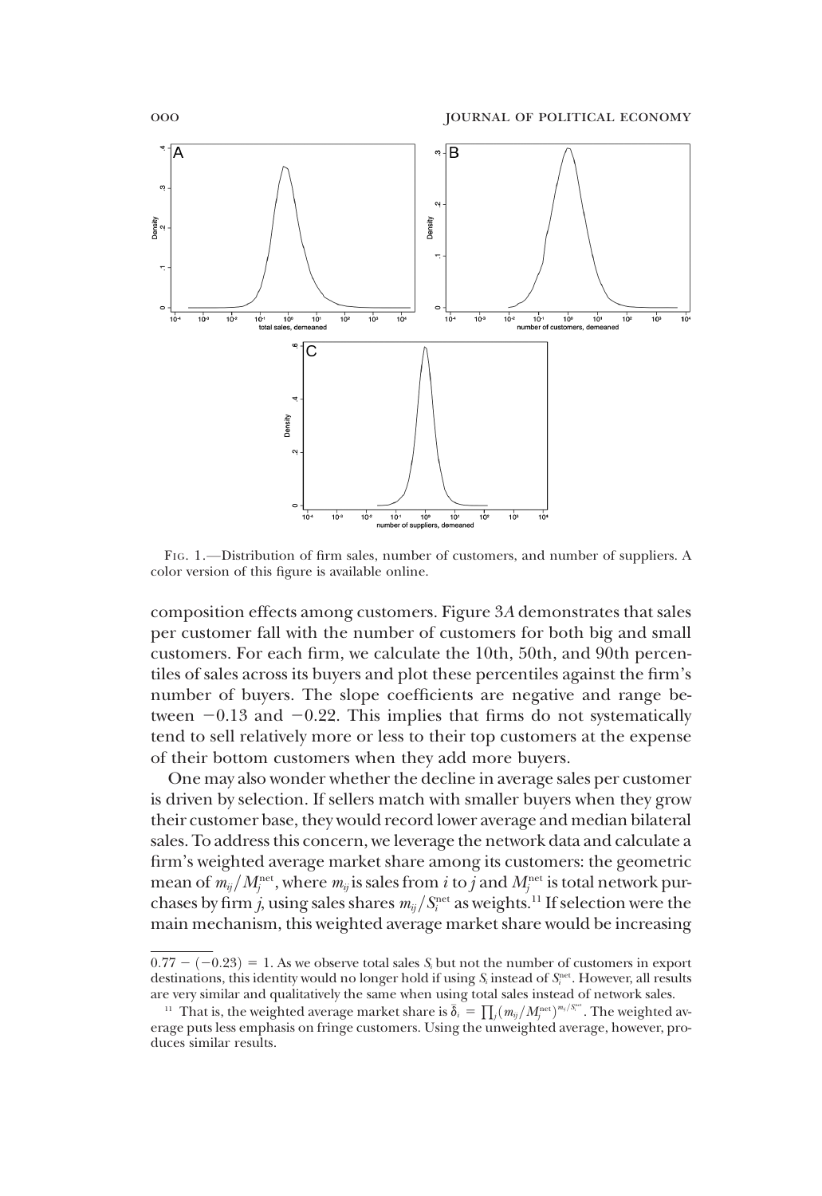FIG. 1.—Distribution of firm sales, number of customers, and number of suppliers. A color version of this figure is available online.

composition effects among customers. Figure 3*A* demonstrates that sales per customer fall with the number of customers for both big and small customers. For each firm, we calculate the 10th, 50th, and 90th percentiles of sales across its buyers and plot these percentiles against the firm's number of buyers. The slope coefficients are negative and range between $-0.13$ and $-0.22$. This implies that firms do not systematically tend to sell relatively more or less to their top customers at the expense of their bottom customers when they add more buyers.

One may also wonder whether the decline in average sales per customer is driven by selection. If sellers match with smaller buyers when they grow their customer base, they would record lower average and median bilateral sales. To address this concern, we leverage the network data and calculate a firm's weighted average market share among its customers: the geometric mean of $m_{ij}/M_j^{\text{net}}$, where $m_{ij}$ is sales from $i$ to $j$ and $M_j^{\text{net}}$ is total network purchases by firm $j$, using sales shares $m_{ij}/S_i^{\text{net}}$ as weights.[11] If selection were the main mechanism, this weighted average market share would be increasing

---

$0.77 - (-0.23) = 1$. As we observe total sales $S_i$ but not the number of customers in export destinations, this identity would no longer hold if using $S_i$ instead of $S_i^{\text{net}}$. However, all results are very similar and qualitatively the same when using total sales instead of network sales.

[11] That is, the weighted average market share is $\bar{\delta}_i = \prod_j (m_{ij}/M_j^{\text{net}})^{m_{ij}/S_i^{\text{net}}}$. The weighted average puts less emphasis on fringe customers. Using the unweighted average, however, produces similar results.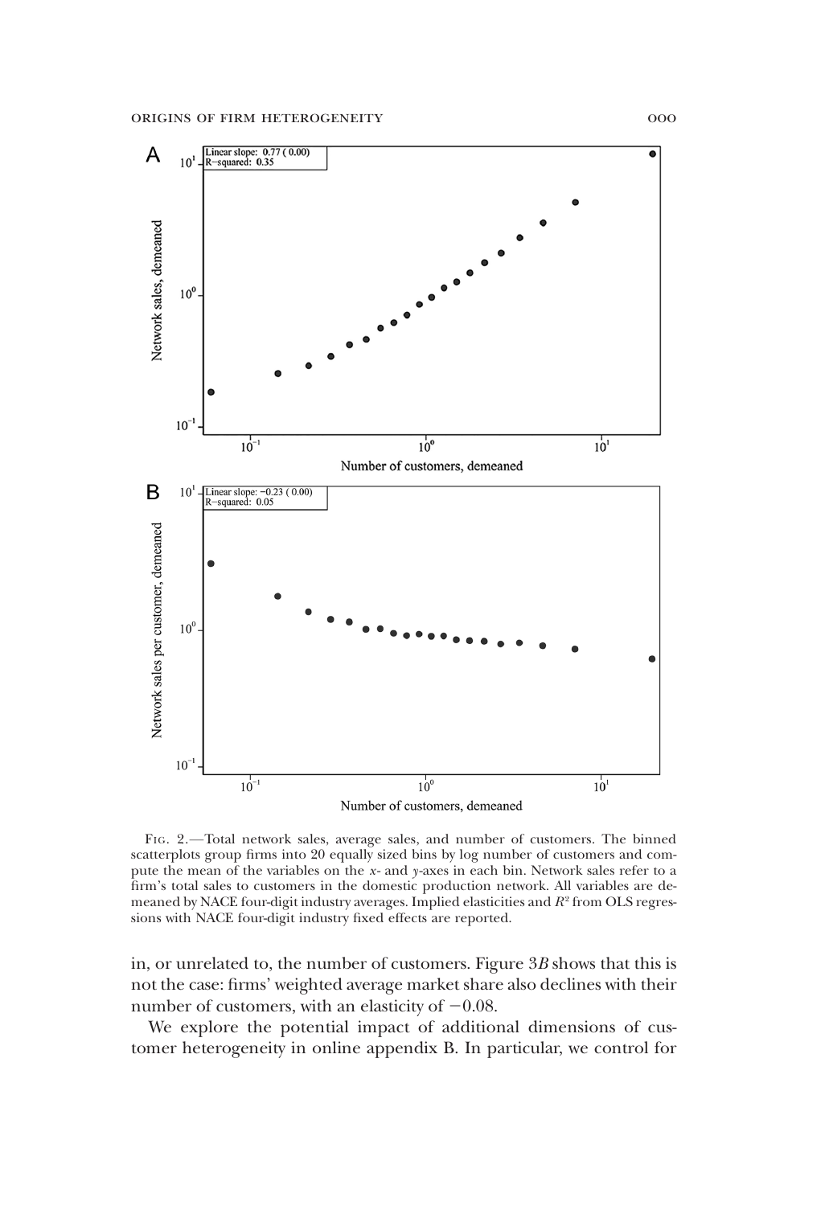Fig. 2.—Total network sales, average sales, and number of customers. The binned scatterplots group firms into 20 equally sized bins by log number of customers and compute the mean of the variables on the $x$- and $y$-axes in each bin. Network sales refer to a firm's total sales to customers in the domestic production network. All variables are demeaned by NACE four-digit industry averages. Implied elasticities and $R^2$ from OLS regressions with NACE four-digit industry fixed effects are reported.

in, or unrelated to, the number of customers. Figure 3*B* shows that this is not the case: firms' weighted average market share also declines with their number of customers, with an elasticity of $-0.08$.

We explore the potential impact of additional dimensions of customer heterogeneity in online appendix B. In particular, we control for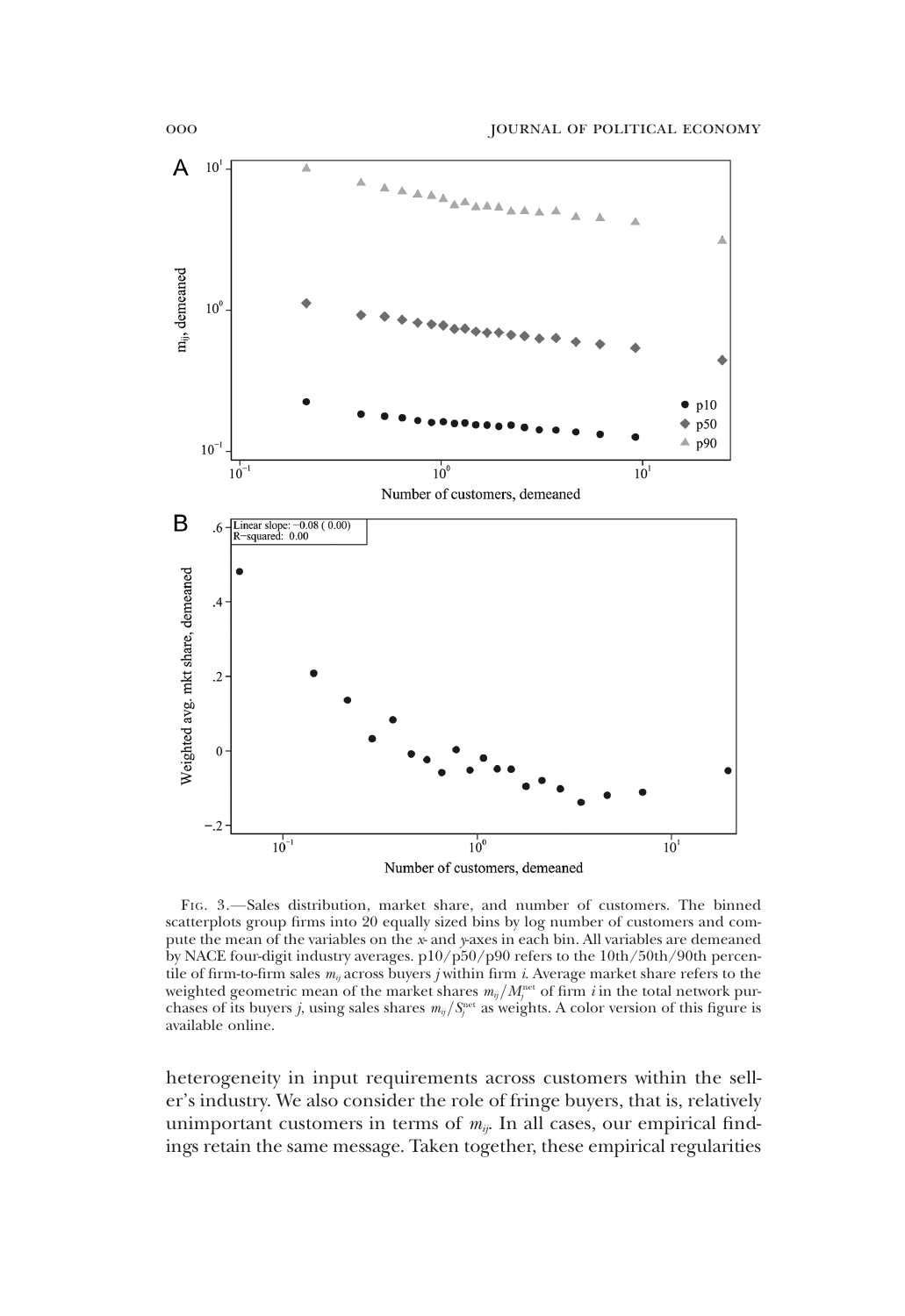Fig. 3.—Sales distribution, market share, and number of customers. The binned scatterplots group firms into 20 equally sized bins by log number of customers and compute the mean of the variables on the *x*- and *y*-axes in each bin. All variables are demeaned by NACE four-digit industry averages. p10/p50/p90 refers to the 10th/50th/90th percentile of firm-to-firm sales $m_{ij}$ across buyers *j* within firm *i*. Average market share refers to the weighted geometric mean of the market shares $m_{ij}/M_j^{net}$ of firm *i* in the total network purchases of its buyers *j*, using sales shares $m_{ij}/S_i^{net}$ as weights. A color version of this figure is available online.

heterogeneity in input requirements across customers within the seller's industry. We also consider the role of fringe buyers, that is, relatively unimportant customers in terms of $m_{ij}$. In all cases, our empirical findings retain the same message. Taken together, these empirical regularities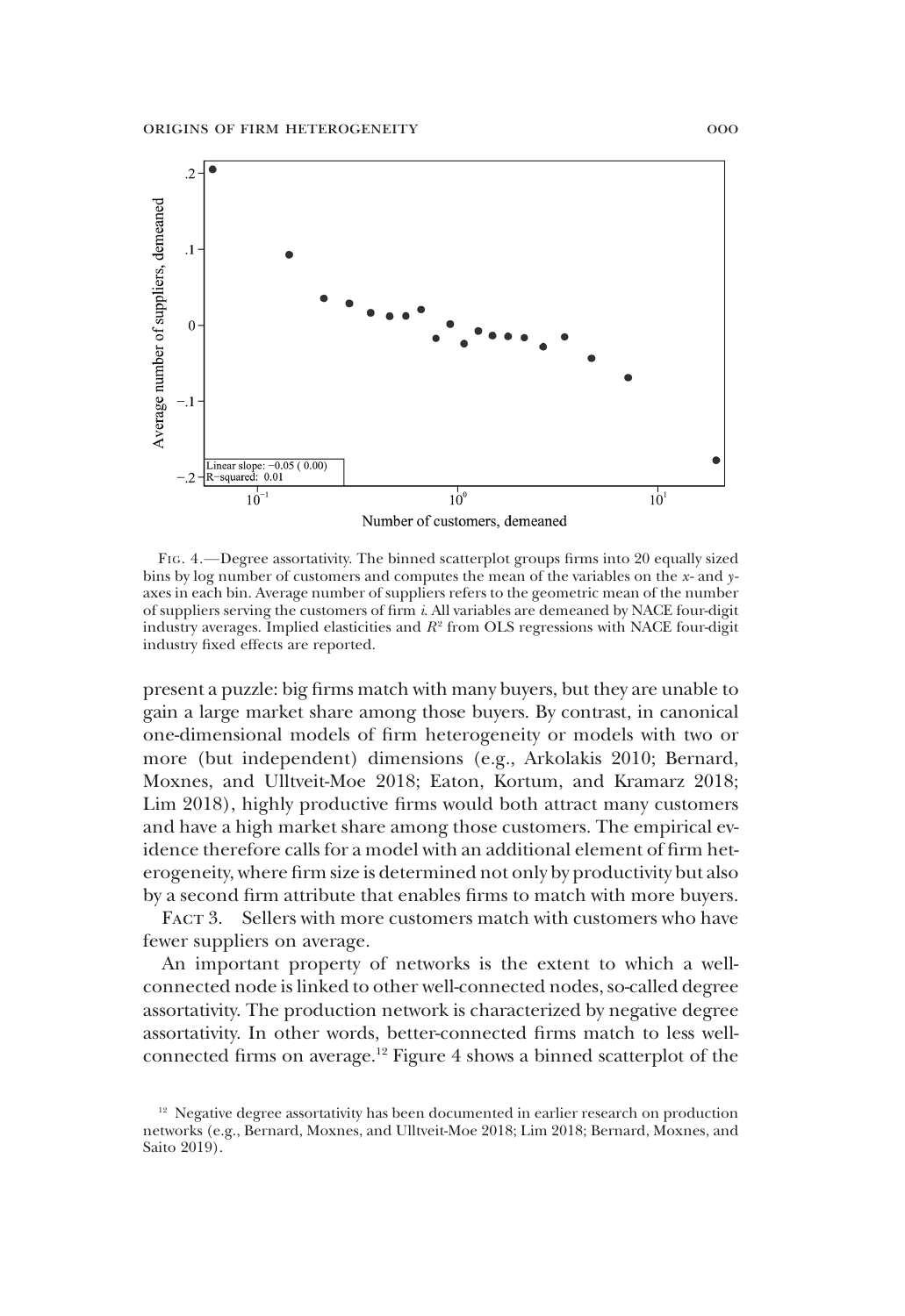Fig. 4.—Degree assortativity. The binned scatterplot groups firms into 20 equally sized bins by log number of customers and computes the mean of the variables on the *x*- and *y*-axes in each bin. Average number of suppliers refers to the geometric mean of the number of suppliers serving the customers of firm *i*. All variables are demeaned by NACE four-digit industry averages. Implied elasticities and $R^2$ from OLS regressions with NACE four-digit industry fixed effects are reported.

present a puzzle: big firms match with many buyers, but they are unable to gain a large market share among those buyers. By contrast, in canonical one-dimensional models of firm heterogeneity or models with two or more (but independent) dimensions (e.g., Arkolakis 2010; Bernard, Moxnes, and Ulltveit-Moe 2018; Eaton, Kortum, and Kramarz 2018; Lim 2018), highly productive firms would both attract many customers and have a high market share among those customers. The empirical evidence therefore calls for a model with an additional element of firm heterogeneity, where firm size is determined not only by productivity but also by a second firm attribute that enables firms to match with more buyers.

Fact 3. Sellers with more customers match with customers who have fewer suppliers on average.

An important property of networks is the extent to which a well-connected node is linked to other well-connected nodes, so-called degree assortativity. The production network is characterized by negative degree assortativity. In other words, better-connected firms match to less well-connected firms on average.[12] Figure 4 shows a binned scatterplot of the

[12] Negative degree assortativity has been documented in earlier research on production networks (e.g., Bernard, Moxnes, and Ulltveit-Moe 2018; Lim 2018; Bernard, Moxnes, and Saito 2019).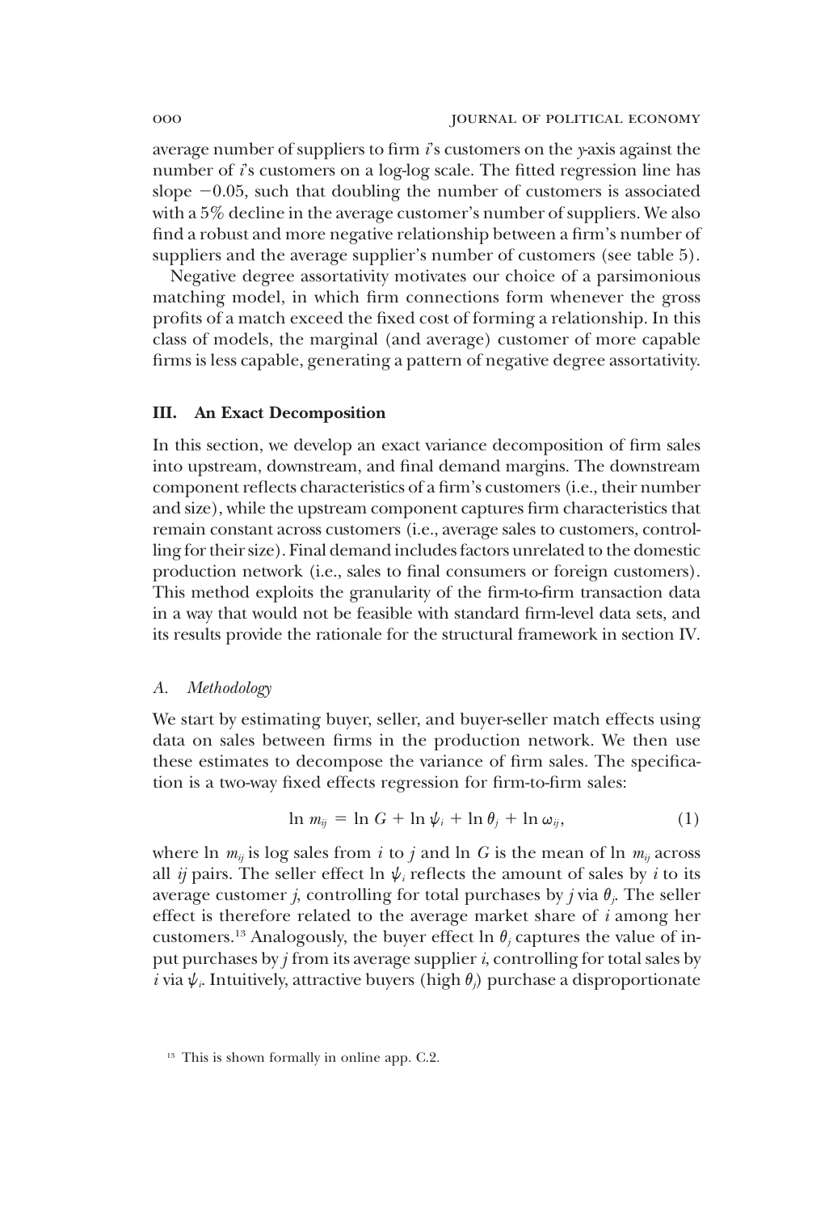average number of suppliers to firm $i$'s customers on the $y$-axis against the number of $i$'s customers on a log-log scale. The fitted regression line has slope $-0.05$, such that doubling the number of customers is associated with a 5% decline in the average customer's number of suppliers. We also find a robust and more negative relationship between a firm's number of suppliers and the average supplier's number of customers (see table 5).

Negative degree assortativity motivates our choice of a parsimonious matching model, in which firm connections form whenever the gross profits of a match exceed the fixed cost of forming a relationship. In this class of models, the marginal (and average) customer of more capable firms is less capable, generating a pattern of negative degree assortativity.

## III. An Exact Decomposition

In this section, we develop an exact variance decomposition of firm sales into upstream, downstream, and final demand margins. The downstream component reflects characteristics of a firm's customers (i.e., their number and size), while the upstream component captures firm characteristics that remain constant across customers (i.e., average sales to customers, controlling for their size). Final demand includes factors unrelated to the domestic production network (i.e., sales to final consumers or foreign customers). This method exploits the granularity of the firm-to-firm transaction data in a way that would not be feasible with standard firm-level data sets, and its results provide the rationale for the structural framework in section IV.

### *A. Methodology*

We start by estimating buyer, seller, and buyer-seller match effects using data on sales between firms in the production network. We then use these estimates to decompose the variance of firm sales. The specification is a two-way fixed effects regression for firm-to-firm sales:

$$\ln m_{ij} = \ln G + \ln \psi_i + \ln \theta_j + \ln \omega_{ij}, \tag{1}$$

where $\ln m_{ij}$ is log sales from $i$ to $j$ and $\ln G$ is the mean of $\ln m_{ij}$ across all $ij$ pairs. The seller effect $\ln \psi_i$ reflects the amount of sales by $i$ to its average customer $j$, controlling for total purchases by $j$ via $\theta_j$. The seller effect is therefore related to the average market share of $i$ among her customers.[13] Analogously, the buyer effect $\ln \theta_j$ captures the value of input purchases by $j$ from its average supplier $i$, controlling for total sales by $i$ via $\psi_i$. Intuitively, attractive buyers (high $\theta_j$) purchase a disproportionate

[13] This is shown formally in online app. C.2.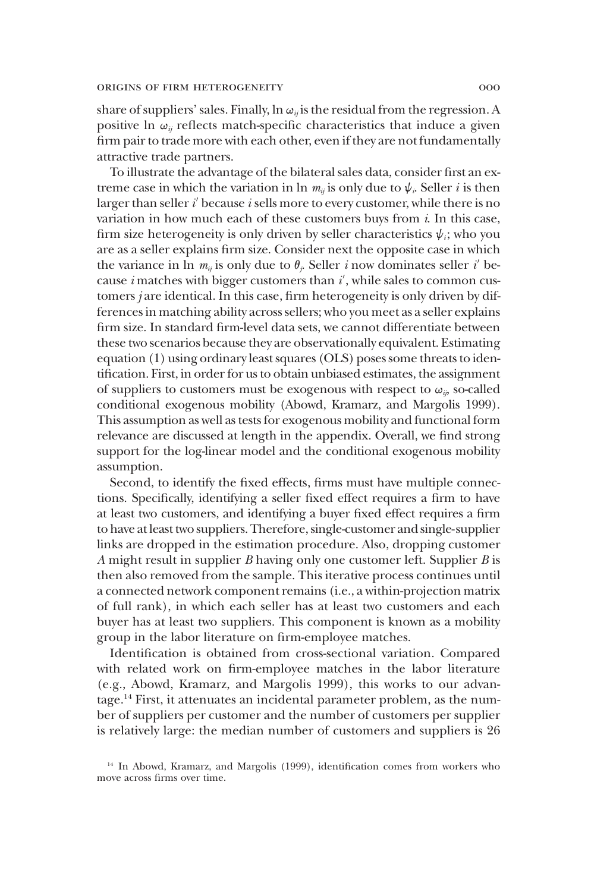share of suppliers' sales. Finally, $\ln \omega_{ij}$ is the residual from the regression. A positive $\ln \omega_{ij}$ reflects match-specific characteristics that induce a given firm pair to trade more with each other, even if they are not fundamentally attractive trade partners.

To illustrate the advantage of the bilateral sales data, consider first an extreme case in which the variation in $\ln m_{ij}$ is only due to $\psi_i$. Seller $i$ is then larger than seller $i'$ because $i$ sells more to every customer, while there is no variation in how much each of these customers buys from $i$. In this case, firm size heterogeneity is only driven by seller characteristics $\psi_i$; who you are as a seller explains firm size. Consider next the opposite case in which the variance in $\ln m_{ij}$ is only due to $\theta_j$. Seller $i$ now dominates seller $i'$ because $i$ matches with bigger customers than $i'$, while sales to common customers $j$ are identical. In this case, firm heterogeneity is only driven by differences in matching ability across sellers; who you meet as a seller explains firm size. In standard firm-level data sets, we cannot differentiate between these two scenarios because they are observationally equivalent. Estimating equation (1) using ordinary least squares (OLS) poses some threats to identification. First, in order for us to obtain unbiased estimates, the assignment of suppliers to customers must be exogenous with respect to $\omega_{ij}$, so-called conditional exogenous mobility (Abowd, Kramarz, and Margolis 1999). This assumption as well as tests for exogenous mobility and functional form relevance are discussed at length in the appendix. Overall, we find strong support for the log-linear model and the conditional exogenous mobility assumption.

Second, to identify the fixed effects, firms must have multiple connections. Specifically, identifying a seller fixed effect requires a firm to have at least two customers, and identifying a buyer fixed effect requires a firm to have at least two suppliers. Therefore, single-customer and single-supplier links are dropped in the estimation procedure. Also, dropping customer *A* might result in supplier *B* having only one customer left. Supplier *B* is then also removed from the sample. This iterative process continues until a connected network component remains (i.e., a within-projection matrix of full rank), in which each seller has at least two customers and each buyer has at least two suppliers. This component is known as a mobility group in the labor literature on firm-employee matches.

Identification is obtained from cross-sectional variation. Compared with related work on firm-employee matches in the labor literature (e.g., Abowd, Kramarz, and Margolis 1999), this works to our advantage.[14] First, it attenuates an incidental parameter problem, as the number of suppliers per customer and the number of customers per supplier is relatively large: the median number of customers and suppliers is 26

[14] In Abowd, Kramarz, and Margolis (1999), identification comes from workers who move across firms over time.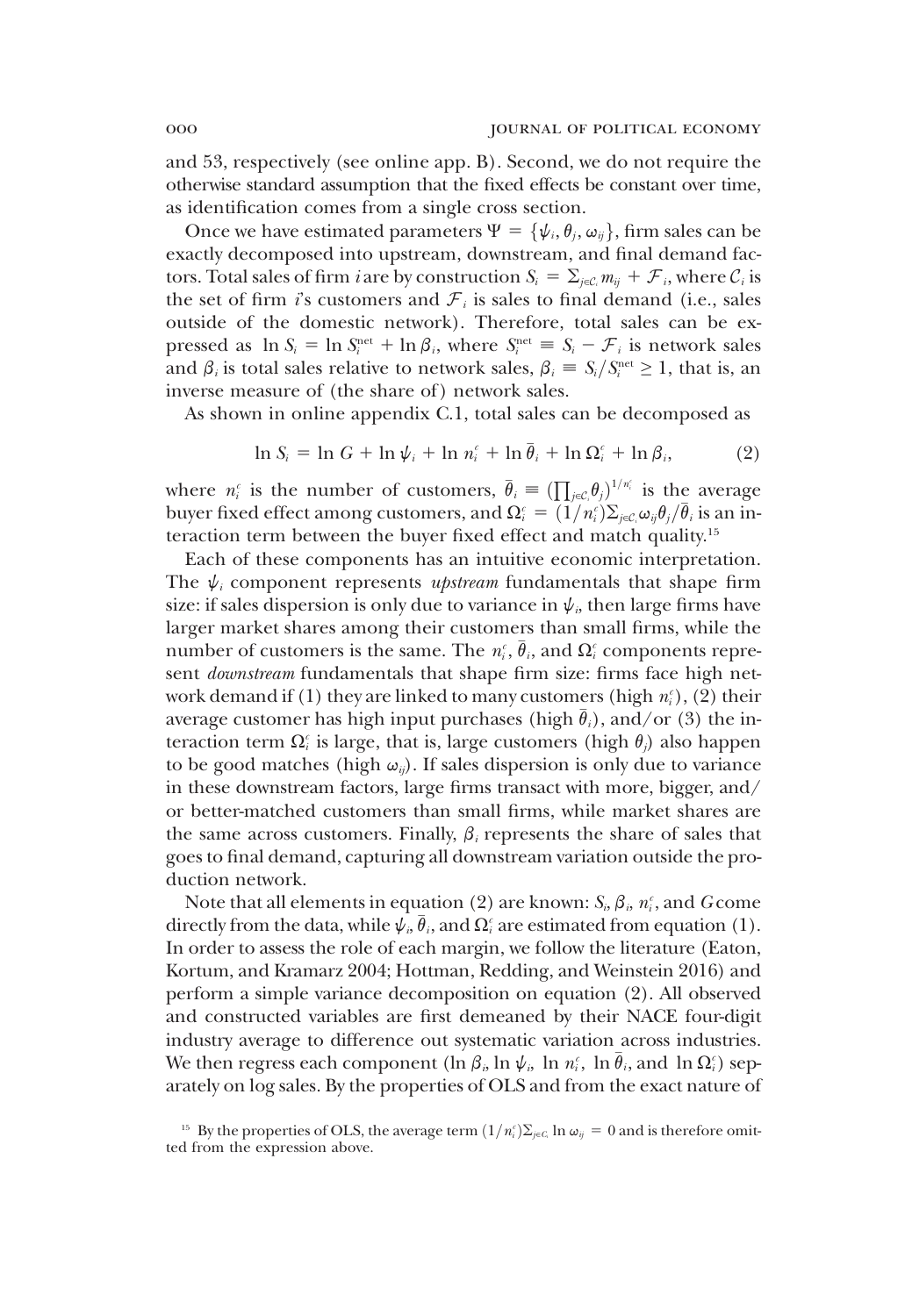and 53, respectively (see online app. B). Second, we do not require the otherwise standard assumption that the fixed effects be constant over time, as identification comes from a single cross section.

Once we have estimated parameters $\Psi = \{\psi_i, \theta_j, \omega_{ij}\}$, firm sales can be exactly decomposed into upstream, downstream, and final demand factors. Total sales of firm $i$ are by construction $S_i = \sum_{j \in \mathcal{C}_i} m_{ij} + \mathcal{F}_i$, where $\mathcal{C}_i$ is the set of firm $i$'s customers and $\mathcal{F}_i$ is sales to final demand (i.e., sales outside of the domestic network). Therefore, total sales can be expressed as $\ln S_i = \ln S_i^{\text{net}} + \ln \beta_i$, where $S_i^{\text{net}} \equiv S_i - \mathcal{F}_i$ is network sales and $\beta_i$ is total sales relative to network sales, $\beta_i \equiv S_i / S_i^{\text{net}} \geq 1$, that is, an inverse measure of (the share of) network sales.

As shown in online appendix C.1, total sales can be decomposed as

$$\ln S_i = \ln G + \ln \psi_i + \ln n_i^c + \ln \bar{\theta}_i + \ln \Omega_i^c + \ln \beta_i, \tag{2}$$

where $n_i^c$ is the number of customers, $\bar{\theta}_i \equiv \left(\prod_{j \in \mathcal{C}_i} \theta_j\right)^{1/n_i^c}$ is the average buyer fixed effect among customers, and $\Omega_i^c = (1/n_i^c) \sum_{j \in \mathcal{C}_i} \omega_{ij} \theta_j / \bar{\theta}_i$ is an interaction term between the buyer fixed effect and match quality.[15]

Each of these components has an intuitive economic interpretation. The $\psi_i$ component represents *upstream* fundamentals that shape firm size: if sales dispersion is only due to variance in $\psi_i$, then large firms have larger market shares among their customers than small firms, while the number of customers is the same. The $n_i^c$, $\bar{\theta}_i$, and $\Omega_i^c$ components represent *downstream* fundamentals that shape firm size: firms face high network demand if (1) they are linked to many customers (high $n_i^c$), (2) their average customer has high input purchases (high $\bar{\theta}_i$), and/or (3) the interaction term $\Omega_i^c$ is large, that is, large customers (high $\theta_j$) also happen to be good matches (high $\omega_{ij}$). If sales dispersion is only due to variance in these downstream factors, large firms transact with more, bigger, and/or better-matched customers than small firms, while market shares are the same across customers. Finally, $\beta_i$ represents the share of sales that goes to final demand, capturing all downstream variation outside the production network.

Note that all elements in equation (2) are known: $S_i$, $\beta_i$, $n_i^c$, and $G$ come directly from the data, while $\psi_i$, $\bar{\theta}_i$, and $\Omega_i^c$ are estimated from equation (1). In order to assess the role of each margin, we follow the literature (Eaton, Kortum, and Kramarz 2004; Hottman, Redding, and Weinstein 2016) and perform a simple variance decomposition on equation (2). All observed and constructed variables are first demeaned by their NACE four-digit industry average to difference out systematic variation across industries. We then regress each component ($\ln \beta_i$, $\ln \psi_i$, $\ln n_i^c$, $\ln \bar{\theta}_i$, and $\ln \Omega_i^c$) separately on log sales. By the properties of OLS and from the exact nature of

[15] By the properties of OLS, the average term $(1/n_i^c) \sum_{j \in \mathcal{C}_i} \ln \omega_{ij} = 0$ and is therefore omitted from the expression above.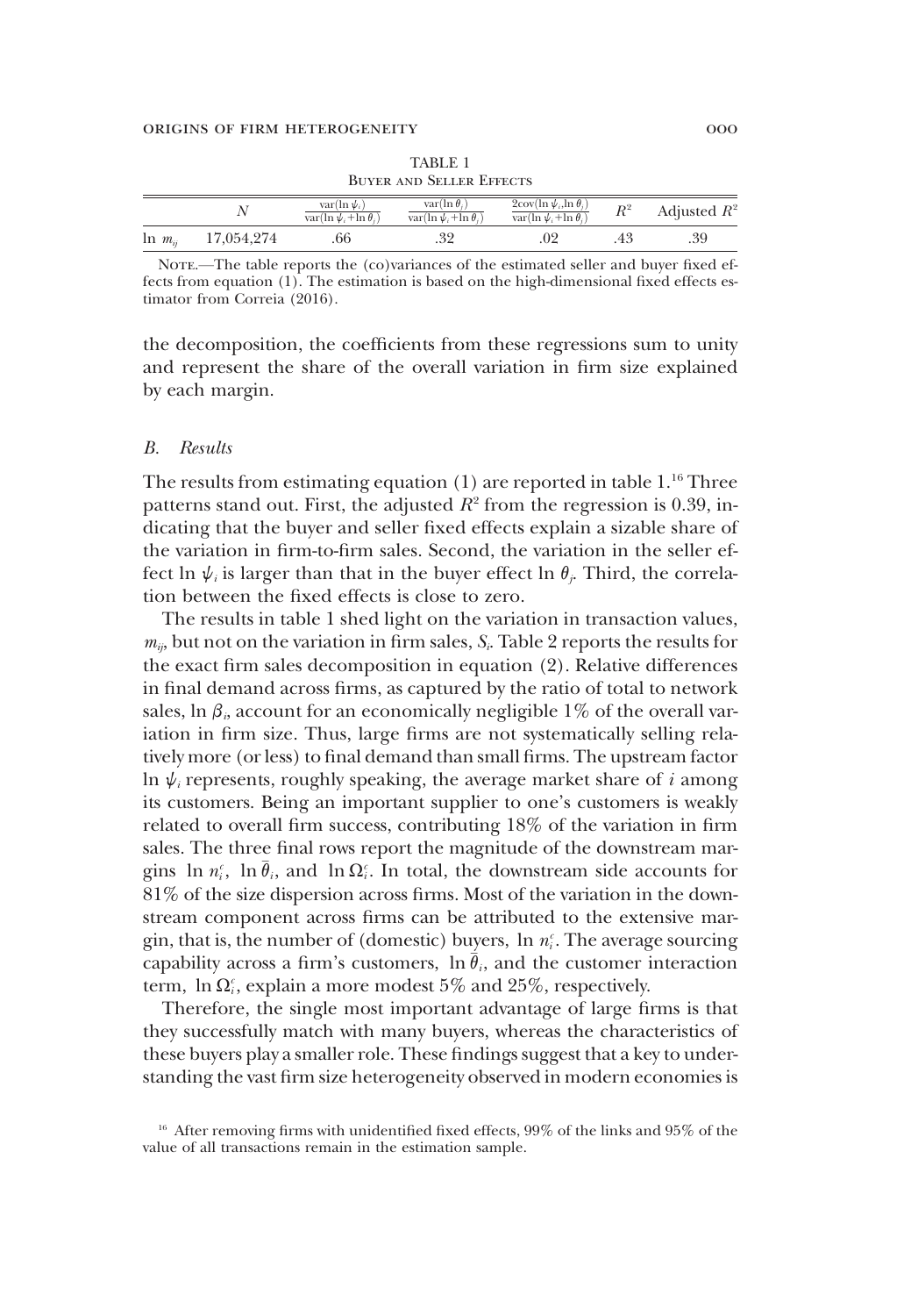TABLE 1
Buyer and Seller Effects

| | $N$ | $\frac{\text{var}(\ln \psi_i)}{\text{var}(\ln \psi_i + \ln \theta_j)}$ | $\frac{\text{var}(\ln \theta_j)}{\text{var}(\ln \psi_i + \ln \theta_j)}$ | $\frac{2\text{cov}(\ln \psi_i, \ln \theta_j)}{\text{var}(\ln \psi_i + \ln \theta_j)}$ | $R^2$ | Adjusted $R^2$ |
|---|---|---|---|---|---|---|
| $\ln m_{ij}$ | 17,054,274 | .66 | .32 | .02 | .43 | .39 |

Note.—The table reports the (co)variances of the estimated seller and buyer fixed effects from equation (1). The estimation is based on the high-dimensional fixed effects estimator from Correia (2016).

the decomposition, the coefficients from these regressions sum to unity and represent the share of the overall variation in firm size explained by each margin.

### *B. Results*

The results from estimating equation (1) are reported in table 1.[16] Three patterns stand out. First, the adjusted $R^2$ from the regression is 0.39, indicating that the buyer and seller fixed effects explain a sizable share of the variation in firm-to-firm sales. Second, the variation in the seller effect $\ln \psi_i$ is larger than that in the buyer effect $\ln \theta_j$. Third, the correlation between the fixed effects is close to zero.

The results in table 1 shed light on the variation in transaction values, $m_{ij}$, but not on the variation in firm sales, $S_i$. Table 2 reports the results for the exact firm sales decomposition in equation (2). Relative differences in final demand across firms, as captured by the ratio of total to network sales, $\ln \beta_i$, account for an economically negligible 1% of the overall variation in firm size. Thus, large firms are not systematically selling relatively more (or less) to final demand than small firms. The upstream factor $\ln \psi_i$ represents, roughly speaking, the average market share of $i$ among its customers. Being an important supplier to one's customers is weakly related to overall firm success, contributing 18% of the variation in firm sales. The three final rows report the magnitude of the downstream margins $\ln n_i^c$, $\ln \bar{\theta}_i$, and $\ln \Omega_i^c$. In total, the downstream side accounts for 81% of the size dispersion across firms. Most of the variation in the downstream component across firms can be attributed to the extensive margin, that is, the number of (domestic) buyers, $\ln n_i^c$. The average sourcing capability across a firm's customers, $\ln \bar{\theta}_i$, and the customer interaction term, $\ln \Omega_i^c$, explain a more modest 5% and 25%, respectively.

Therefore, the single most important advantage of large firms is that they successfully match with many buyers, whereas the characteristics of these buyers play a smaller role. These findings suggest that a key to understanding the vast firm size heterogeneity observed in modern economies is

[16] After removing firms with unidentified fixed effects, 99% of the links and 95% of the value of all transactions remain in the estimation sample.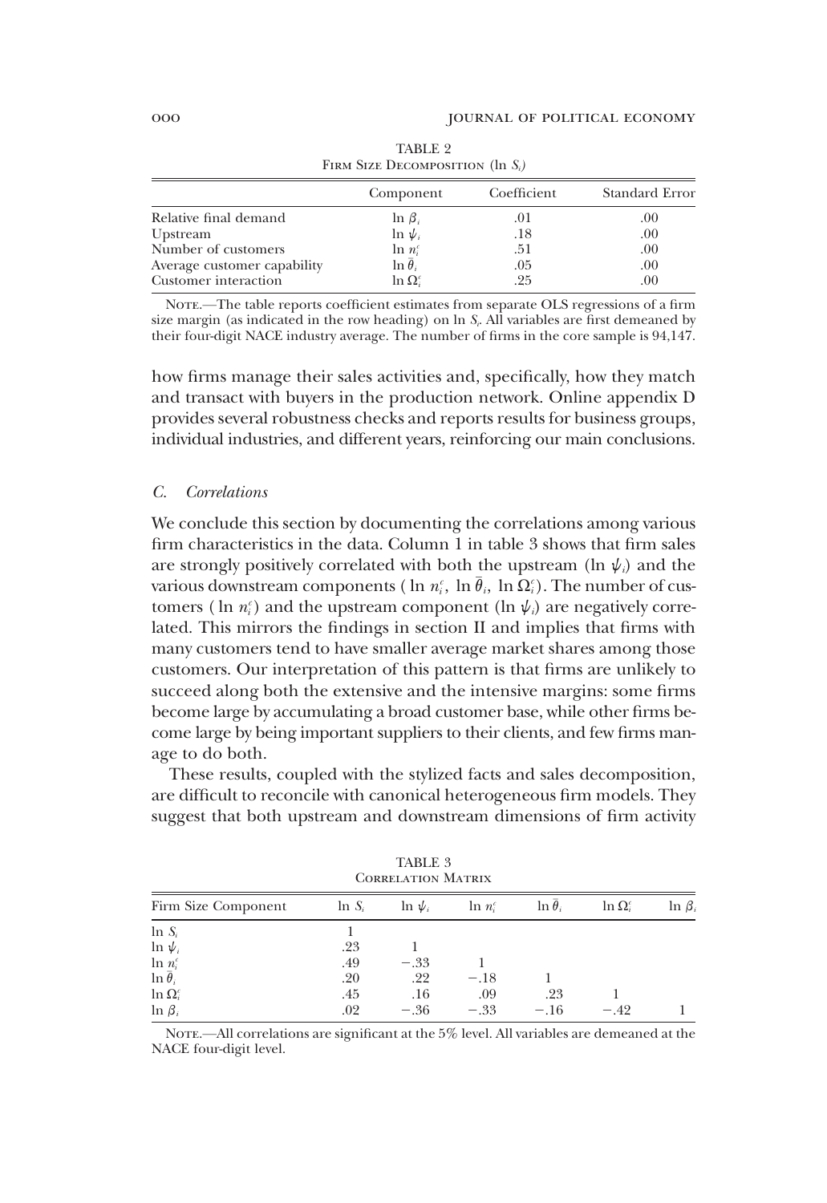TABLE 2

Firm Size Decomposition ($\ln S_i$)

| | Component | Coefficient | Standard Error |
|---|---|---|---|
| Relative final demand | $\ln \beta_i$ | .01 | .00 |
| Upstream | $\ln \psi_i$ | .18 | .00 |
| Number of customers | $\ln n_i^c$ | .51 | .00 |
| Average customer capability | $\ln \bar{\theta}_i$ | .05 | .00 |
| Customer interaction | $\ln \Omega_i^c$ | .25 | .00 |

Note.—The table reports coefficient estimates from separate OLS regressions of a firm size margin (as indicated in the row heading) on $\ln S_i$. All variables are first demeaned by their four-digit NACE industry average. The number of firms in the core sample is 94,147.

how firms manage their sales activities and, specifically, how they match and transact with buyers in the production network. Online appendix D provides several robustness checks and reports results for business groups, individual industries, and different years, reinforcing our main conclusions.

### *C. Correlations*

We conclude this section by documenting the correlations among various firm characteristics in the data. Column 1 in table 3 shows that firm sales are strongly positively correlated with both the upstream ($\ln \psi_i$) and the various downstream components ($\ln n_i^c$, $\ln \bar{\theta}_i$, $\ln \Omega_i^c$). The number of customers ($\ln n_i^c$) and the upstream component ($\ln \psi_i$) are negatively correlated. This mirrors the findings in section II and implies that firms with many customers tend to have smaller average market shares among those customers. Our interpretation of this pattern is that firms are unlikely to succeed along both the extensive and the intensive margins: some firms become large by accumulating a broad customer base, while other firms become large by being important suppliers to their clients, and few firms manage to do both.

These results, coupled with the stylized facts and sales decomposition, are difficult to reconcile with canonical heterogeneous firm models. They suggest that both upstream and downstream dimensions of firm activity

TABLE 3

Correlation Matrix

| Firm Size Component | $\ln S_i$ | $\ln \psi_i$ | $\ln n_i^c$ | $\ln \bar{\theta}_i$ | $\ln \Omega_i^c$ | $\ln \beta_i$ |
|---|---|---|---|---|---|---|
| $\ln S_i$ | 1 | | | | | |
| $\ln \psi_i$ | .23 | 1 | | | | |
| $\ln n_i^c$ | .49 | −.33 | 1 | | | |
| $\ln \bar{\theta}_i$ | .20 | .22 | −.18 | 1 | | |
| $\ln \Omega_i^c$ | .45 | .16 | .09 | .23 | 1 | |
| $\ln \beta_i$ | .02 | −.36 | −.33 | −.16 | −.42 | 1 |

Note.—All correlations are significant at the 5% level. All variables are demeaned at the NACE four-digit level.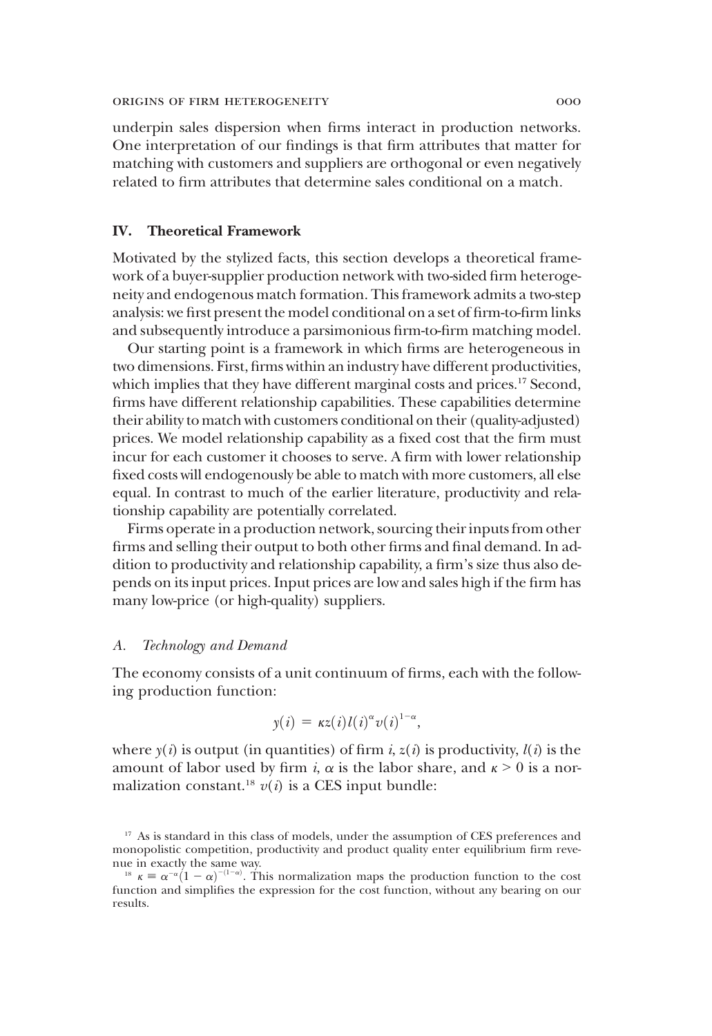underpin sales dispersion when firms interact in production networks. One interpretation of our findings is that firm attributes that matter for matching with customers and suppliers are orthogonal or even negatively related to firm attributes that determine sales conditional on a match.

## IV. Theoretical Framework

Motivated by the stylized facts, this section develops a theoretical framework of a buyer-supplier production network with two-sided firm heterogeneity and endogenous match formation. This framework admits a two-step analysis: we first present the model conditional on a set of firm-to-firm links and subsequently introduce a parsimonious firm-to-firm matching model.

Our starting point is a framework in which firms are heterogeneous in two dimensions. First, firms within an industry have different productivities, which implies that they have different marginal costs and prices.[17] Second, firms have different relationship capabilities. These capabilities determine their ability to match with customers conditional on their (quality-adjusted) prices. We model relationship capability as a fixed cost that the firm must incur for each customer it chooses to serve. A firm with lower relationship fixed costs will endogenously be able to match with more customers, all else equal. In contrast to much of the earlier literature, productivity and relationship capability are potentially correlated.

Firms operate in a production network, sourcing their inputs from other firms and selling their output to both other firms and final demand. In addition to productivity and relationship capability, a firm's size thus also depends on its input prices. Input prices are low and sales high if the firm has many low-price (or high-quality) suppliers.

### A. *Technology and Demand*

The economy consists of a unit continuum of firms, each with the following production function:

$$y(i) = \kappa z(i) l(i)^{\alpha} v(i)^{1-\alpha},$$

where $y(i)$ is output (in quantities) of firm $i$, $z(i)$ is productivity, $l(i)$ is the amount of labor used by firm $i$, $\alpha$ is the labor share, and $\kappa > 0$ is a normalization constant.[18] $v(i)$ is a CES input bundle:

[17] As is standard in this class of models, under the assumption of CES preferences and monopolistic competition, productivity and product quality enter equilibrium firm revenue in exactly the same way.

[18] $\kappa \equiv \alpha^{-\alpha}(1-\alpha)^{-(1-\alpha)}$. This normalization maps the production function to the cost function and simplifies the expression for the cost function, without any bearing on our results.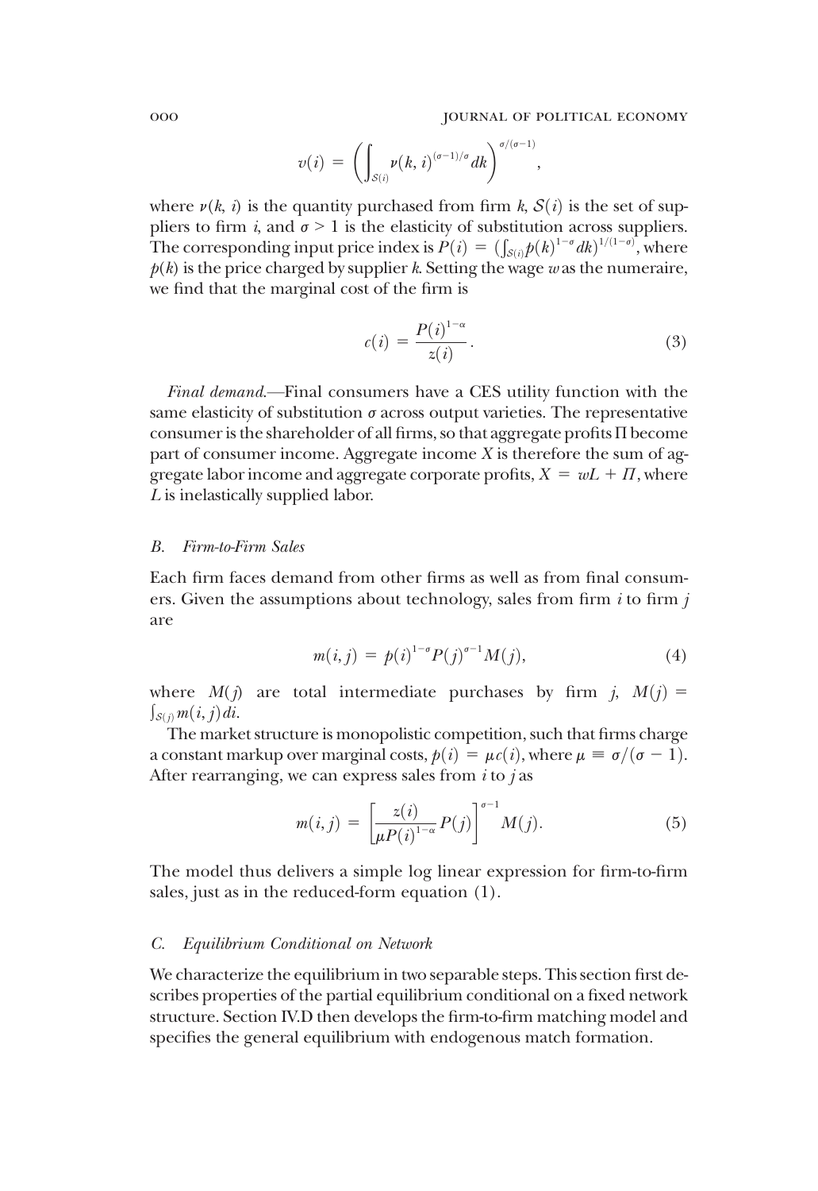$$v(i) = \left( \int_{\mathcal{S}(i)} \nu(k, i)^{(\sigma-1)/\sigma} dk \right)^{\sigma/(\sigma-1)},$$

where $\nu(k, i)$ is the quantity purchased from firm $k$, $\mathcal{S}(i)$ is the set of suppliers to firm $i$, and $\sigma > 1$ is the elasticity of substitution across suppliers. The corresponding input price index is $P(i) = (\int_{\mathcal{S}(i)} p(k)^{1-\sigma} dk)^{1/(1-\sigma)}$, where $p(k)$ is the price charged by supplier $k$. Setting the wage $w$ as the numeraire, we find that the marginal cost of the firm is

$$c(i) = \frac{P(i)^{1-\alpha}}{z(i)}. \tag{3}$$

*Final demand.*—Final consumers have a CES utility function with the same elasticity of substitution $\sigma$ across output varieties. The representative consumer is the shareholder of all firms, so that aggregate profits $\Pi$ become part of consumer income. Aggregate income $X$ is therefore the sum of aggregate labor income and aggregate corporate profits, $X = wL + \Pi$, where $L$ is inelastically supplied labor.

### B. *Firm-to-Firm Sales*

Each firm faces demand from other firms as well as from final consumers. Given the assumptions about technology, sales from firm $i$ to firm $j$ are

$$m(i, j) = p(i)^{1-\sigma} P(j)^{\sigma-1} M(j), \tag{4}$$

where $M(j)$ are total intermediate purchases by firm $j$, $M(j) = \int_{\mathcal{S}(j)} m(i, j) di$.

The market structure is monopolistic competition, such that firms charge a constant markup over marginal costs, $p(i) = \mu c(i)$, where $\mu \equiv \sigma/(\sigma - 1)$. After rearranging, we can express sales from $i$ to $j$ as

$$m(i, j) = \left[ \frac{z(i)}{\mu P(i)^{1-\alpha}} P(j) \right]^{\sigma-1} M(j). \tag{5}$$

The model thus delivers a simple log linear expression for firm-to-firm sales, just as in the reduced-form equation (1).

### C. *Equilibrium Conditional on Network*

We characterize the equilibrium in two separable steps. This section first describes properties of the partial equilibrium conditional on a fixed network structure. Section IV.D then develops the firm-to-firm matching model and specifies the general equilibrium with endogenous match formation.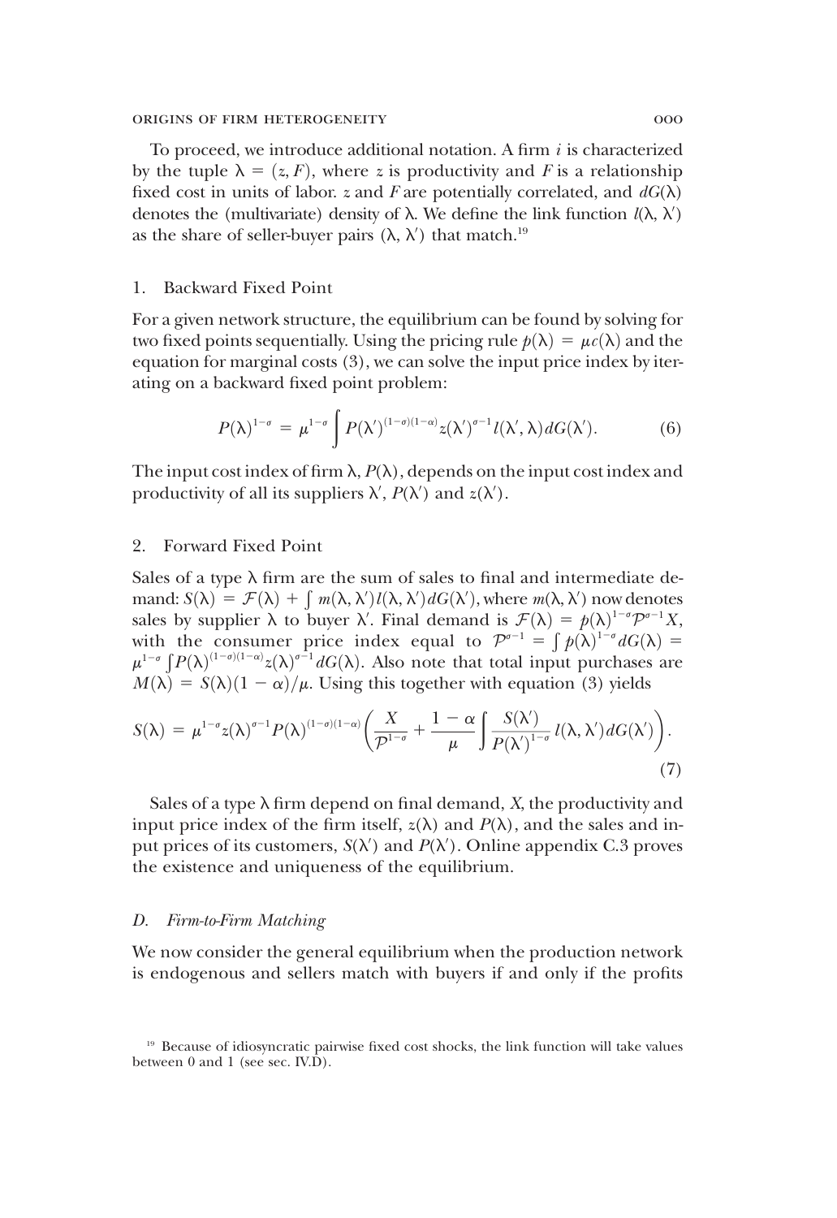To proceed, we introduce additional notation. A firm $i$ is characterized by the tuple $\lambda = (z, F)$, where $z$ is productivity and $F$ is a relationship fixed cost in units of labor. $z$ and $F$ are potentially correlated, and $dG(\lambda)$ denotes the (multivariate) density of $\lambda$. We define the link function $l(\lambda, \lambda')$ as the share of seller-buyer pairs $(\lambda, \lambda')$ that match.[19]

### 1. Backward Fixed Point

For a given network structure, the equilibrium can be found by solving for two fixed points sequentially. Using the pricing rule $p(\lambda) = \mu c(\lambda)$ and the equation for marginal costs (3), we can solve the input price index by iterating on a backward fixed point problem:

$$P(\lambda)^{1-\sigma} = \mu^{1-\sigma} \int P(\lambda')^{(1-\sigma)(1-\alpha)} z(\lambda')^{\sigma-1} l(\lambda', \lambda) dG(\lambda'). \tag{6}$$

The input cost index of firm $\lambda$, $P(\lambda)$, depends on the input cost index and productivity of all its suppliers $\lambda'$, $P(\lambda')$ and $z(\lambda')$.

### 2. Forward Fixed Point

Sales of a type $\lambda$ firm are the sum of sales to final and intermediate demand: $S(\lambda) = \mathcal{F}(\lambda) + \int m(\lambda, \lambda') l(\lambda, \lambda') dG(\lambda')$, where $m(\lambda, \lambda')$ now denotes sales by supplier $\lambda$ to buyer $\lambda'$. Final demand is $\mathcal{F}(\lambda) = p(\lambda)^{1-\sigma}\mathcal{P}^{\sigma-1}X$, with the consumer price index equal to $\mathcal{P}^{\sigma-1} = \int p(\lambda)^{1-\sigma} dG(\lambda) = \mu^{1-\sigma} \int P(\lambda)^{(1-\sigma)(1-\alpha)} z(\lambda)^{\sigma-1} dG(\lambda)$. Also note that total input purchases are $M(\lambda) = S(\lambda)(1-\alpha)/\mu$. Using this together with equation (3) yields

$$S(\lambda) = \mu^{1-\sigma} z(\lambda)^{\sigma-1} P(\lambda)^{(1-\sigma)(1-\alpha)} \left( \frac{X}{\mathcal{P}^{1-\sigma}} + \frac{1-\alpha}{\mu} \int \frac{S(\lambda')}{P(\lambda')^{1-\sigma}} l(\lambda, \lambda') dG(\lambda') \right). \tag{7}$$

Sales of a type $\lambda$ firm depend on final demand, $X$, the productivity and input price index of the firm itself, $z(\lambda)$ and $P(\lambda)$, and the sales and input prices of its customers, $S(\lambda')$ and $P(\lambda')$. Online appendix C.3 proves the existence and uniqueness of the equilibrium.

## D. *Firm-to-Firm Matching*

We now consider the general equilibrium when the production network is endogenous and sellers match with buyers if and only if the profits

[19] Because of idiosyncratic pairwise fixed cost shocks, the link function will take values between 0 and 1 (see sec. IV.D).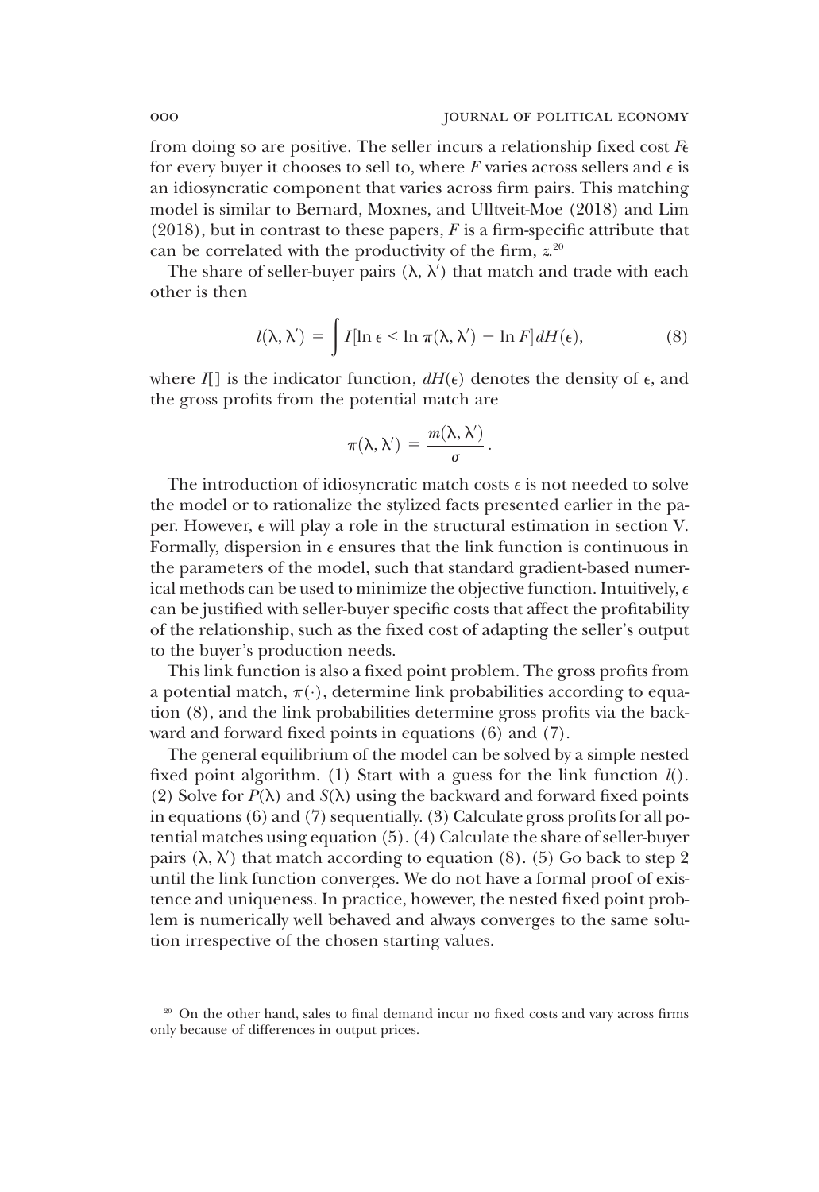from doing so are positive. The seller incurs a relationship fixed cost $F\epsilon$ for every buyer it chooses to sell to, where $F$ varies across sellers and $\epsilon$ is an idiosyncratic component that varies across firm pairs. This matching model is similar to Bernard, Moxnes, and Ulltveit-Moe (2018) and Lim (2018), but in contrast to these papers, $F$ is a firm-specific attribute that can be correlated with the productivity of the firm, $z$.[20]

The share of seller-buyer pairs $(\lambda, \lambda')$ that match and trade with each other is then

$$l(\lambda, \lambda') = \int I[\ln \epsilon < \ln \pi(\lambda, \lambda') - \ln F] dH(\epsilon), \tag{8}$$

where $I[]$ is the indicator function, $dH(\epsilon)$ denotes the density of $\epsilon$, and the gross profits from the potential match are

$$\pi(\lambda, \lambda') = \frac{m(\lambda, \lambda')}{\sigma}.$$

The introduction of idiosyncratic match costs $\epsilon$ is not needed to solve the model or to rationalize the stylized facts presented earlier in the paper. However, $\epsilon$ will play a role in the structural estimation in section V. Formally, dispersion in $\epsilon$ ensures that the link function is continuous in the parameters of the model, such that standard gradient-based numerical methods can be used to minimize the objective function. Intuitively, $\epsilon$ can be justified with seller-buyer specific costs that affect the profitability of the relationship, such as the fixed cost of adapting the seller's output to the buyer's production needs.

This link function is also a fixed point problem. The gross profits from a potential match, $\pi(\cdot)$, determine link probabilities according to equation (8), and the link probabilities determine gross profits via the backward and forward fixed points in equations (6) and (7).

The general equilibrium of the model can be solved by a simple nested fixed point algorithm. (1) Start with a guess for the link function $l()$. (2) Solve for $P(\lambda)$ and $S(\lambda)$ using the backward and forward fixed points in equations (6) and (7) sequentially. (3) Calculate gross profits for all potential matches using equation (5). (4) Calculate the share of seller-buyer pairs $(\lambda, \lambda')$ that match according to equation (8). (5) Go back to step 2 until the link function converges. We do not have a formal proof of existence and uniqueness. In practice, however, the nested fixed point problem is numerically well behaved and always converges to the same solution irrespective of the chosen starting values.

[20] On the other hand, sales to final demand incur no fixed costs and vary across firms only because of differences in output prices.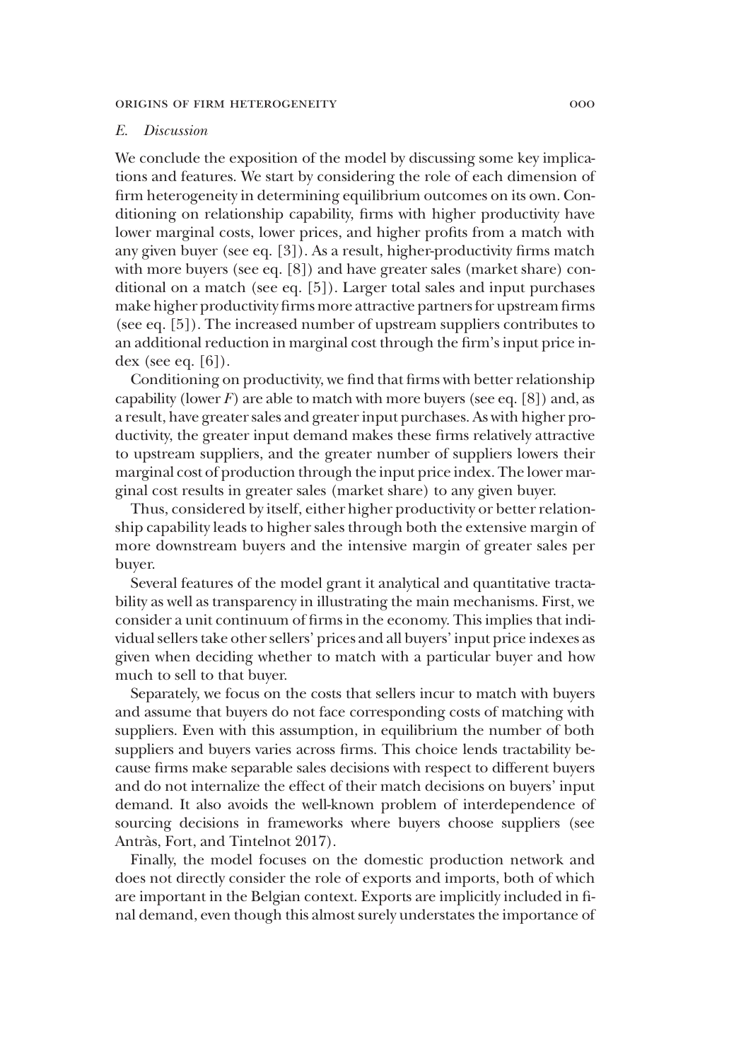### *E. Discussion*

We conclude the exposition of the model by discussing some key implications and features. We start by considering the role of each dimension of firm heterogeneity in determining equilibrium outcomes on its own. Conditioning on relationship capability, firms with higher productivity have lower marginal costs, lower prices, and higher profits from a match with any given buyer (see eq. [3]). As a result, higher-productivity firms match with more buyers (see eq. [8]) and have greater sales (market share) conditional on a match (see eq. [5]). Larger total sales and input purchases make higher productivity firms more attractive partners for upstream firms (see eq. [5]). The increased number of upstream suppliers contributes to an additional reduction in marginal cost through the firm's input price index (see eq. [6]).

Conditioning on productivity, we find that firms with better relationship capability (lower $F$) are able to match with more buyers (see eq. [8]) and, as a result, have greater sales and greater input purchases. As with higher productivity, the greater input demand makes these firms relatively attractive to upstream suppliers, and the greater number of suppliers lowers their marginal cost of production through the input price index. The lower marginal cost results in greater sales (market share) to any given buyer.

Thus, considered by itself, either higher productivity or better relationship capability leads to higher sales through both the extensive margin of more downstream buyers and the intensive margin of greater sales per buyer.

Several features of the model grant it analytical and quantitative tractability as well as transparency in illustrating the main mechanisms. First, we consider a unit continuum of firms in the economy. This implies that individual sellers take other sellers' prices and all buyers' input price indexes as given when deciding whether to match with a particular buyer and how much to sell to that buyer.

Separately, we focus on the costs that sellers incur to match with buyers and assume that buyers do not face corresponding costs of matching with suppliers. Even with this assumption, in equilibrium the number of both suppliers and buyers varies across firms. This choice lends tractability because firms make separable sales decisions with respect to different buyers and do not internalize the effect of their match decisions on buyers' input demand. It also avoids the well-known problem of interdependence of sourcing decisions in frameworks where buyers choose suppliers (see Antràs, Fort, and Tintelnot 2017).

Finally, the model focuses on the domestic production network and does not directly consider the role of exports and imports, both of which are important in the Belgian context. Exports are implicitly included in final demand, even though this almost surely understates the importance of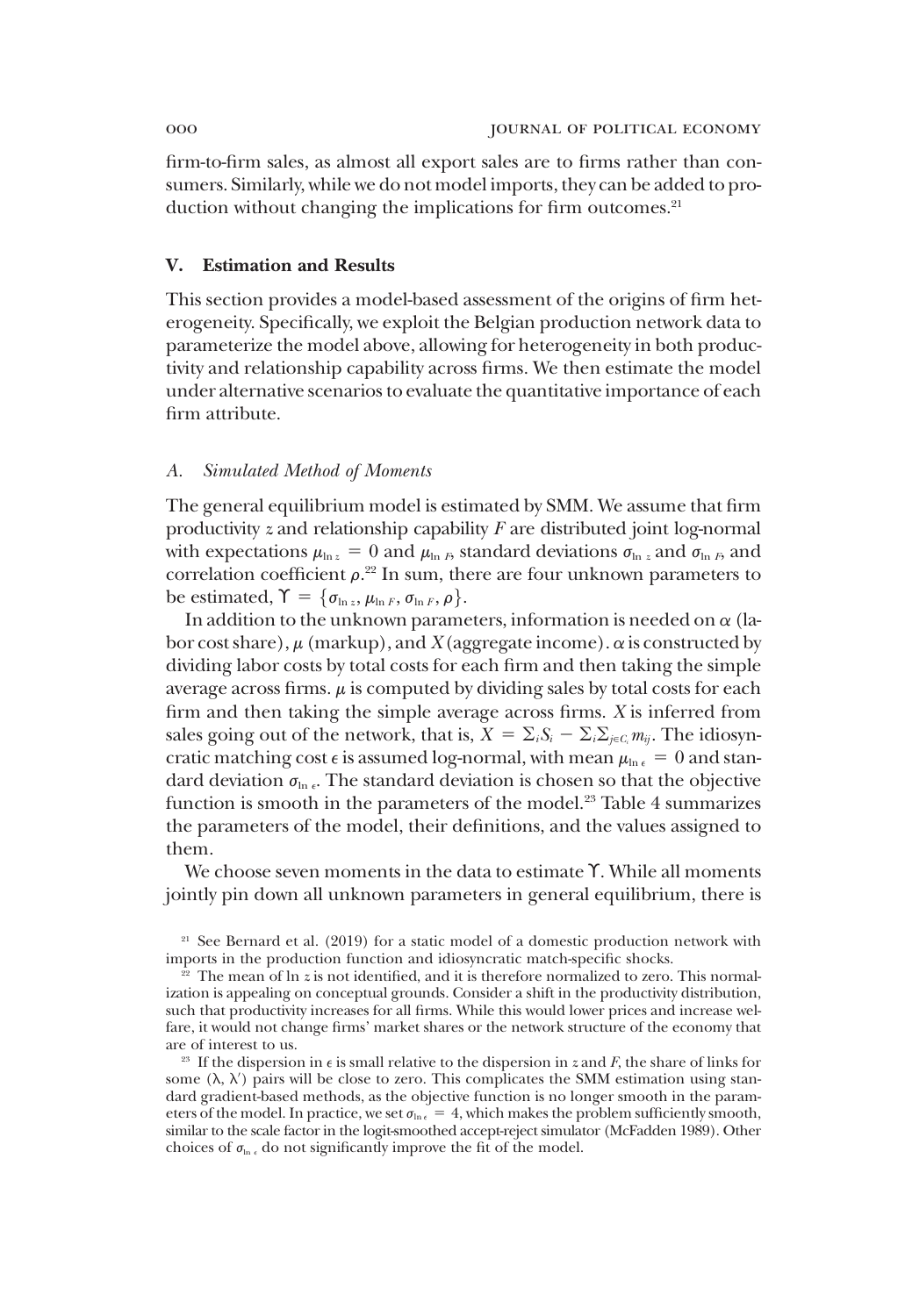firm-to-firm sales, as almost all export sales are to firms rather than consumers. Similarly, while we do not model imports, they can be added to production without changing the implications for firm outcomes.[21]

## V. Estimation and Results

This section provides a model-based assessment of the origins of firm heterogeneity. Specifically, we exploit the Belgian production network data to parameterize the model above, allowing for heterogeneity in both productivity and relationship capability across firms. We then estimate the model under alternative scenarios to evaluate the quantitative importance of each firm attribute.

### A. *Simulated Method of Moments*

The general equilibrium model is estimated by SMM. We assume that firm productivity $z$ and relationship capability $F$ are distributed joint log-normal with expectations $\mu_{\ln z} = 0$ and $\mu_{\ln F}$, standard deviations $\sigma_{\ln z}$ and $\sigma_{\ln F}$, and correlation coefficient $\rho$.[22] In sum, there are four unknown parameters to be estimated, $\Upsilon = \{\sigma_{\ln z}, \mu_{\ln F}, \sigma_{\ln F}, \rho\}$.

In addition to the unknown parameters, information is needed on $\alpha$ (labor cost share), $\mu$ (markup), and $X$ (aggregate income). $\alpha$ is constructed by dividing labor costs by total costs for each firm and then taking the simple average across firms. $\mu$ is computed by dividing sales by total costs for each firm and then taking the simple average across firms. $X$ is inferred from sales going out of the network, that is, $X = \sum_i S_i - \sum_i \sum_{j \in C_i} m_{ij}$. The idiosyncratic matching cost $\epsilon$ is assumed log-normal, with mean $\mu_{\ln \epsilon} = 0$ and standard deviation $\sigma_{\ln \epsilon}$. The standard deviation is chosen so that the objective function is smooth in the parameters of the model.[23] Table 4 summarizes the parameters of the model, their definitions, and the values assigned to them.

We choose seven moments in the data to estimate $\Upsilon$. While all moments jointly pin down all unknown parameters in general equilibrium, there is

[21] See Bernard et al. (2019) for a static model of a domestic production network with imports in the production function and idiosyncratic match-specific shocks.

[22] The mean of $\ln z$ is not identified, and it is therefore normalized to zero. This normalization is appealing on conceptual grounds. Consider a shift in the productivity distribution, such that productivity increases for all firms. While this would lower prices and increase welfare, it would not change firms' market shares or the network structure of the economy that are of interest to us.

[23] If the dispersion in $\epsilon$ is small relative to the dispersion in $z$ and $F$, the share of links for some $(\lambda, \lambda')$ pairs will be close to zero. This complicates the SMM estimation using standard gradient-based methods, as the objective function is no longer smooth in the parameters of the model. In practice, we set $\sigma_{\ln \epsilon} = 4$, which makes the problem sufficiently smooth, similar to the scale factor in the logit-smoothed accept-reject simulator (McFadden 1989). Other choices of $\sigma_{\ln \epsilon}$ do not significantly improve the fit of the model.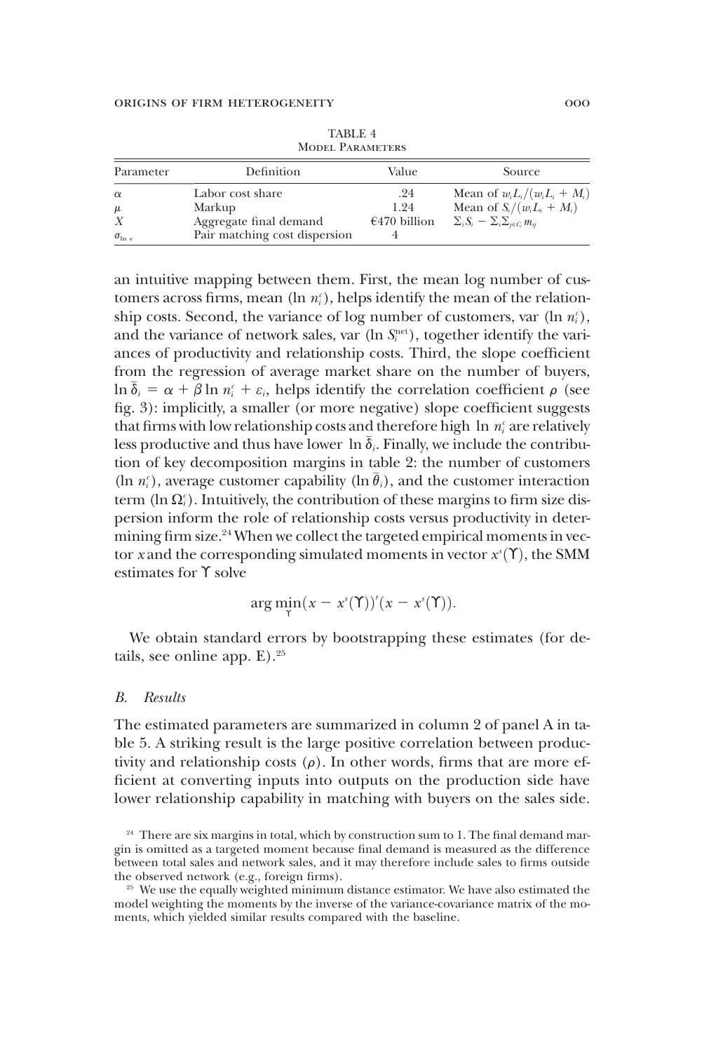TABLE 4
MODEL PARAMETERS

| Parameter | Definition | Value | Source |
|---|---|---|---|
| $\alpha$ | Labor cost share | .24 | Mean of $w_i L_i/(w_i L_i + M_i)$ |
| $\mu$ | Markup | 1.24 | Mean of $S_i/(w_i L_i + M_i)$ |
| $X$ | Aggregate final demand | €470 billion | $\Sigma_i S_i - \Sigma_i \Sigma_{j \in C_i} m_{ij}$ |
| $\sigma_{\ln \epsilon}$ | Pair matching cost dispersion | 4 | |

an intuitive mapping between them. First, the mean log number of customers across firms, mean $(\ln n_i^c)$, helps identify the mean of the relationship costs. Second, the variance of log number of customers, var $(\ln n_i^c)$, and the variance of network sales, var $(\ln S_i^{\text{net}})$, together identify the variances of productivity and relationship costs. Third, the slope coefficient from the regression of average market share on the number of buyers, $\ln \bar{\delta}_i = \alpha + \beta \ln n_i^c + \varepsilon_i$, helps identify the correlation coefficient $\rho$ (see fig. 3): implicitly, a smaller (or more negative) slope coefficient suggests that firms with low relationship costs and therefore high $\ln n_i^c$ are relatively less productive and thus have lower $\ln \bar{\delta}_i$. Finally, we include the contribution of key decomposition margins in table 2: the number of customers $(\ln n_i^c)$, average customer capability $(\ln \bar{\theta}_i)$, and the customer interaction term $(\ln \Omega_i^c)$. Intuitively, the contribution of these margins to firm size dispersion inform the role of relationship costs versus productivity in determining firm size.[24] When we collect the targeted empirical moments in vector $x$ and the corresponding simulated moments in vector $x^s(\Upsilon)$, the SMM estimates for $\Upsilon$ solve

$$\arg \min_{\Upsilon} (x - x^s(\Upsilon))'(x - x^s(\Upsilon)).$$

We obtain standard errors by bootstrapping these estimates (for details, see online app. E).[25]

### *B. Results*

The estimated parameters are summarized in column 2 of panel A in table 5. A striking result is the large positive correlation between productivity and relationship costs ($\rho$). In other words, firms that are more efficient at converting inputs into outputs on the production side have lower relationship capability in matching with buyers on the sales side.

[24] There are six margins in total, which by construction sum to 1. The final demand margin is omitted as a targeted moment because final demand is measured as the difference between total sales and network sales, and it may therefore include sales to firms outside the observed network (e.g., foreign firms).

[25] We use the equally weighted minimum distance estimator. We have also estimated the model weighting the moments by the inverse of the variance-covariance matrix of the moments, which yielded similar results compared with the baseline.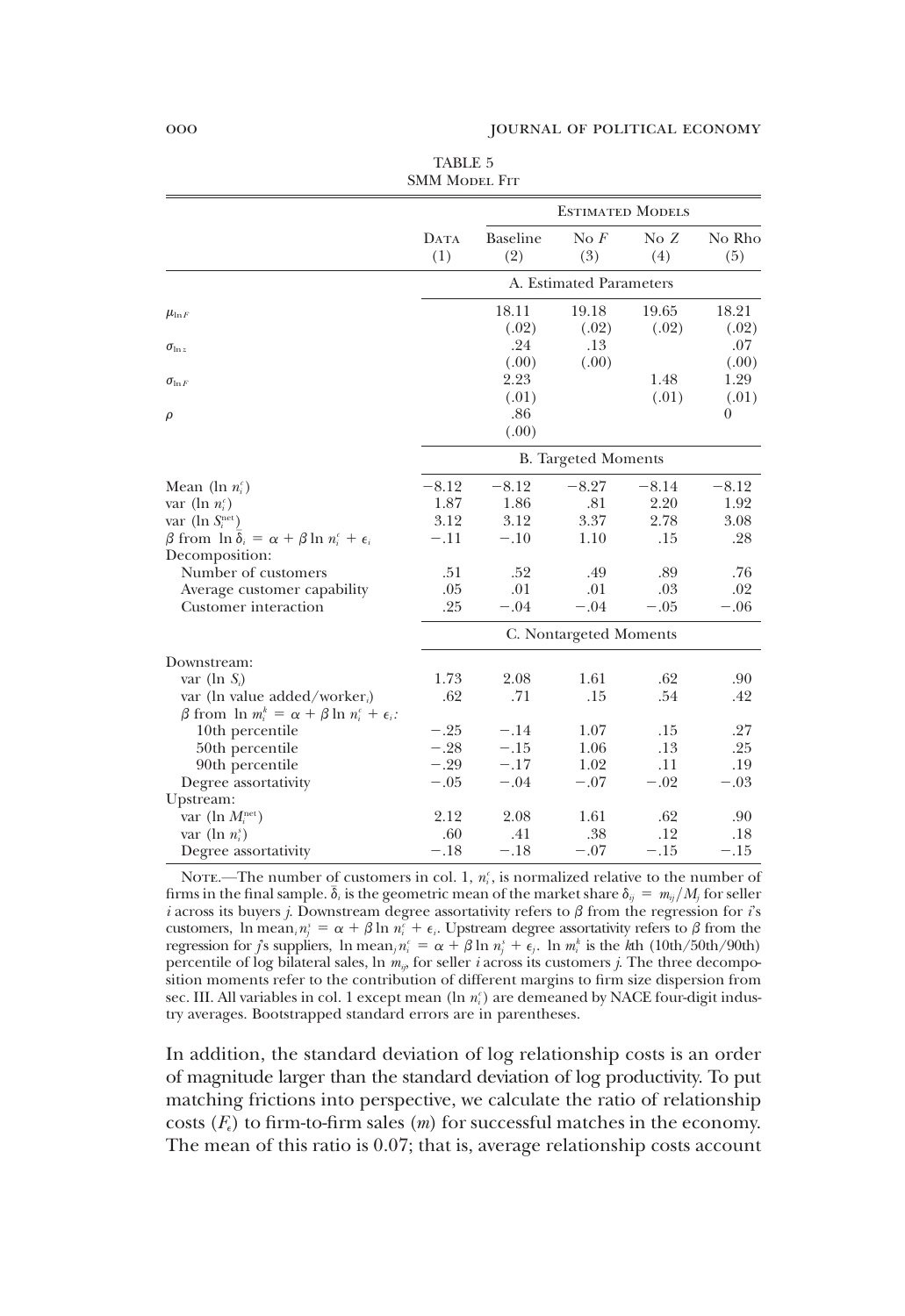TABLE 5
SMM Model Fit

| | Data (1) | Estimated Models | | | |
|---|---|---|---|---|---|
| | | Baseline (2) | No $F$ (3) | No $Z$ (4) | No Rho (5) |
| | A. Estimated Parameters | | | | |
| $\mu_{\ln F}$ | | 18.11 | 19.18 | 19.65 | 18.21 |
| | | (.02) | (.02) | (.02) | (.02) |
| $\sigma_{\ln z}$ | | .24 | .13 | | .07 |
| | | (.00) | (.00) | | (.00) |
| $\sigma_{\ln F}$ | | 2.23 | | 1.48 | 1.29 |
| | | (.01) | | (.01) | (.01) |
| $\rho$ | | .86 | | | 0 |
| | | (.00) | | | |
| | B. Targeted Moments | | | | |
| Mean ($\ln n_i^c$) | −8.12 | −8.12 | −8.27 | −8.14 | −8.12 |
| var ($\ln n_i^c$) | 1.87 | 1.86 | .81 | 2.20 | 1.92 |
| var ($\ln S_i^{\text{net}}$) | 3.12 | 3.12 | 3.37 | 2.78 | 3.08 |
| $\beta$ from $\ln \bar{\delta}_i = \alpha + \beta \ln n_i^c + \epsilon_i$ | −.11 | −.10 | 1.10 | .15 | .28 |
| Decomposition: | | | | | |
| Number of customers | .51 | .52 | .49 | .89 | .76 |
| Average customer capability | .05 | .01 | .01 | .03 | .02 |
| Customer interaction | .25 | −.04 | −.04 | −.05 | −.06 |
| | C. Nontargeted Moments | | | | |
| Downstream: | | | | | |
| var ($\ln S_i$) | 1.73 | 2.08 | 1.61 | .62 | .90 |
| var (ln value added/worker$_i$) | .62 | .71 | .15 | .54 | .42 |
| $\beta$ from $\ln m_i^k = \alpha + \beta \ln n_i^c + \epsilon_i$: | | | | | |
| 10th percentile | −.25 | −.14 | 1.07 | .15 | .27 |
| 50th percentile | −.28 | −.15 | 1.06 | .13 | .25 |
| 90th percentile | −.29 | −.17 | 1.02 | .11 | .19 |
| Degree assortativity | −.05 | −.04 | −.07 | −.02 | −.03 |
| Upstream: | | | | | |
| var ($\ln M_i^{\text{net}}$) | 2.12 | 2.08 | 1.61 | .62 | .90 |
| var ($\ln n_i^s$) | .60 | .41 | .38 | .12 | .18 |
| Degree assortativity | −.18 | −.18 | −.07 | −.15 | −.15 |

Note.—The number of customers in col. 1, $n_i^c$, is normalized relative to the number of firms in the final sample. $\bar{\delta}_i$ is the geometric mean of the market share $\delta_{ij} = m_{ij}/M_j$ for seller $i$ across its buyers $j$. Downstream degree assortativity refers to $\beta$ from the regression for $i$'s customers, $\ln \text{mean}_j n_j^s = \alpha + \beta \ln n_i^c + \epsilon_i$. Upstream degree assortativity refers to $\beta$ from the regression for $j$'s suppliers, $\ln \text{mean}_i n_i^c = \alpha + \beta \ln n_j^s + \epsilon_j$. $\ln m_i^k$ is the $k$th (10th/50th/90th) percentile of log bilateral sales, $\ln m_{ij}$, for seller $i$ across its customers $j$. The three decomposition moments refer to the contribution of different margins to firm size dispersion from sec. III. All variables in col. 1 except mean ($\ln n_i^c$) are demeaned by NACE four-digit industry averages. Bootstrapped standard errors are in parentheses.

In addition, the standard deviation of log relationship costs is an order of magnitude larger than the standard deviation of log productivity. To put matching frictions into perspective, we calculate the ratio of relationship costs ($F_\epsilon$) to firm-to-firm sales ($m$) for successful matches in the economy. The mean of this ratio is 0.07; that is, average relationship costs account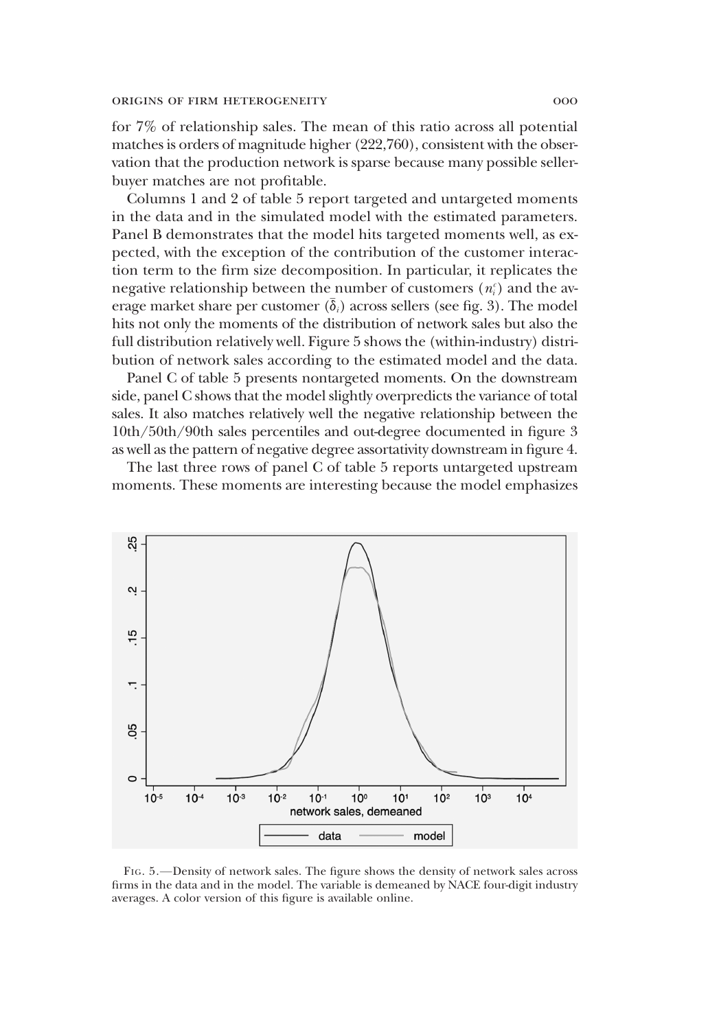for 7% of relationship sales. The mean of this ratio across all potential matches is orders of magnitude higher (222,760), consistent with the observation that the production network is sparse because many possible seller-buyer matches are not profitable.

Columns 1 and 2 of table 5 report targeted and untargeted moments in the data and in the simulated model with the estimated parameters. Panel B demonstrates that the model hits targeted moments well, as expected, with the exception of the contribution of the customer interaction term to the firm size decomposition. In particular, it replicates the negative relationship between the number of customers ($n_i^c$) and the average market share per customer ($\bar{\delta}_i$) across sellers (see fig. 3). The model hits not only the moments of the distribution of network sales but also the full distribution relatively well. Figure 5 shows the (within-industry) distribution of network sales according to the estimated model and the data.

Panel C of table 5 presents nontargeted moments. On the downstream side, panel C shows that the model slightly overpredicts the variance of total sales. It also matches relatively well the negative relationship between the 10th/50th/90th sales percentiles and out-degree documented in figure 3 as well as the pattern of negative degree assortativity downstream in figure 4.

The last three rows of panel C of table 5 reports untargeted upstream moments. These moments are interesting because the model emphasizes

Fig. 5.—Density of network sales. The figure shows the density of network sales across firms in the data and in the model. The variable is demeaned by NACE four-digit industry averages. A color version of this figure is available online.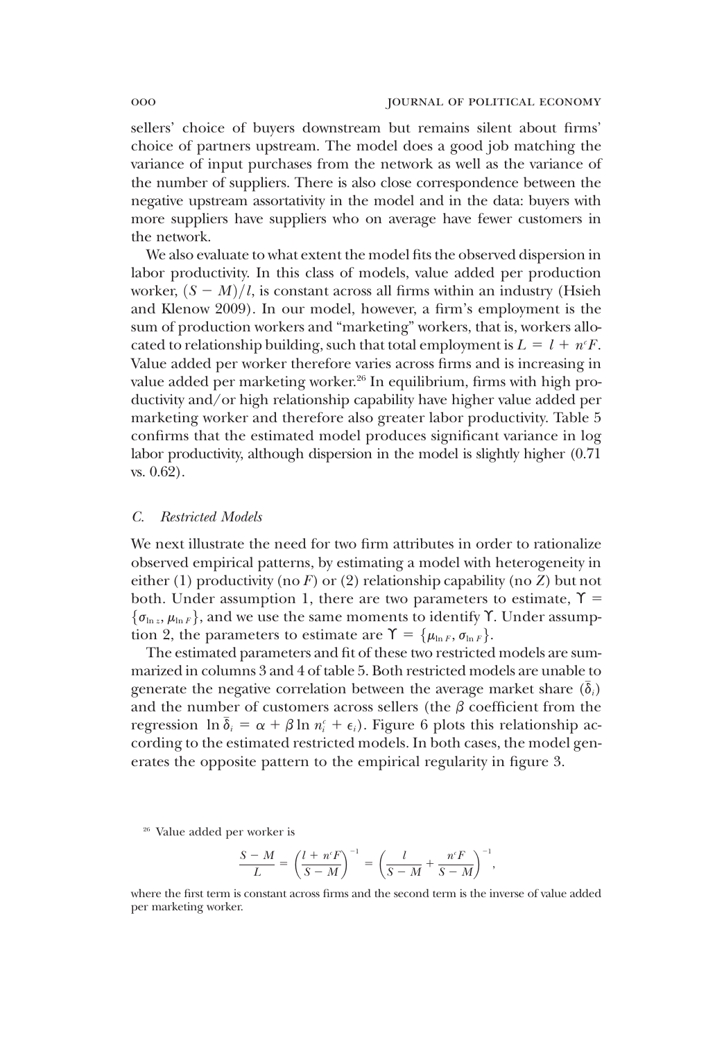sellers' choice of buyers downstream but remains silent about firms' choice of partners upstream. The model does a good job matching the variance of input purchases from the network as well as the variance of the number of suppliers. There is also close correspondence between the negative upstream assortativity in the model and in the data: buyers with more suppliers have suppliers who on average have fewer customers in the network.

We also evaluate to what extent the model fits the observed dispersion in labor productivity. In this class of models, value added per production worker, $(S - M)/l$, is constant across all firms within an industry (Hsieh and Klenow 2009). In our model, however, a firm's employment is the sum of production workers and "marketing" workers, that is, workers allocated to relationship building, such that total employment is $L = l + n^c F$. Value added per worker therefore varies across firms and is increasing in value added per marketing worker.[26] In equilibrium, firms with high productivity and/or high relationship capability have higher value added per marketing worker and therefore also greater labor productivity. Table 5 confirms that the estimated model produces significant variance in log labor productivity, although dispersion in the model is slightly higher (0.71 vs. 0.62).

### C. *Restricted Models*

We next illustrate the need for two firm attributes in order to rationalize observed empirical patterns, by estimating a model with heterogeneity in either (1) productivity (no $F$) or (2) relationship capability (no $Z$) but not both. Under assumption 1, there are two parameters to estimate, $\Upsilon = \{\sigma_{\ln z}, \mu_{\ln F}\}$, and we use the same moments to identify $\Upsilon$. Under assumption 2, the parameters to estimate are $\Upsilon = \{\mu_{\ln F}, \sigma_{\ln F}\}$.

The estimated parameters and fit of these two restricted models are summarized in columns 3 and 4 of table 5. Both restricted models are unable to generate the negative correlation between the average market share $(\bar{\delta}_i)$ and the number of customers across sellers (the $\beta$ coefficient from the regression $\ln \bar{\delta}_i = \alpha + \beta \ln n_i^c + \epsilon_i$). Figure 6 plots this relationship according to the estimated restricted models. In both cases, the model generates the opposite pattern to the empirical regularity in figure 3.

[26] Value added per worker is

$$\frac{S - M}{L} = \left(\frac{l + n^c F}{S - M}\right)^{-1} = \left(\frac{l}{S - M} + \frac{n^c F}{S - M}\right)^{-1},$$

where the first term is constant across firms and the second term is the inverse of value added per marketing worker.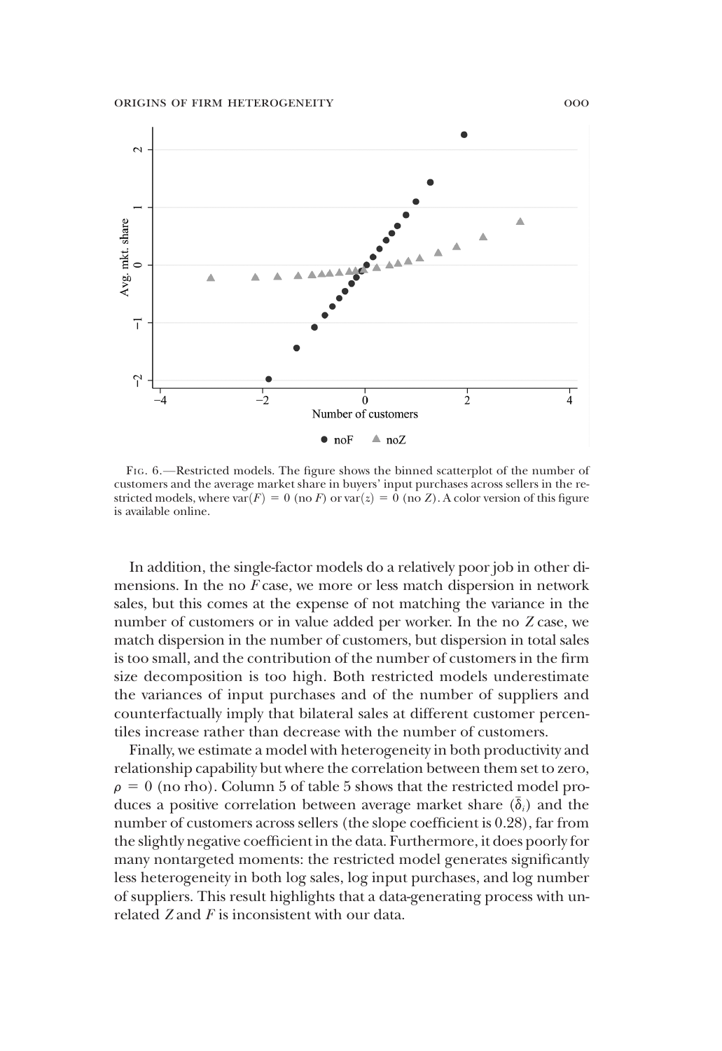Fig. 6.—Restricted models. The figure shows the binned scatterplot of the number of customers and the average market share in buyers' input purchases across sellers in the restricted models, where var($F$) = 0 (no $F$) or var($z$) = 0 (no $Z$). A color version of this figure is available online.

In addition, the single-factor models do a relatively poor job in other dimensions. In the no $F$ case, we more or less match dispersion in network sales, but this comes at the expense of not matching the variance in the number of customers or in value added per worker. In the no $Z$ case, we match dispersion in the number of customers, but dispersion in total sales is too small, and the contribution of the number of customers in the firm size decomposition is too high. Both restricted models underestimate the variances of input purchases and of the number of suppliers and counterfactually imply that bilateral sales at different customer percentiles increase rather than decrease with the number of customers.

Finally, we estimate a model with heterogeneity in both productivity and relationship capability but where the correlation between them set to zero, $\rho = 0$ (no rho). Column 5 of table 5 shows that the restricted model produces a positive correlation between average market share ($\bar{\delta}_i$) and the number of customers across sellers (the slope coefficient is 0.28), far from the slightly negative coefficient in the data. Furthermore, it does poorly for many nontargeted moments: the restricted model generates significantly less heterogeneity in both log sales, log input purchases, and log number of suppliers. This result highlights that a data-generating process with unrelated $Z$ and $F$ is inconsistent with our data.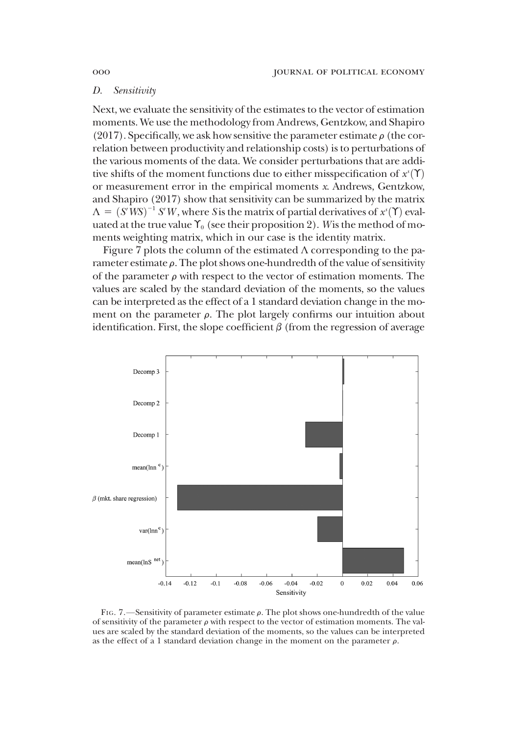### D. *Sensitivity*

Next, we evaluate the sensitivity of the estimates to the vector of estimation moments. We use the methodology from Andrews, Gentzkow, and Shapiro (2017). Specifically, we ask how sensitive the parameter estimate $\rho$ (the correlation between productivity and relationship costs) is to perturbations of the various moments of the data. We consider perturbations that are additive shifts of the moment functions due to either misspecification of $x^s(\Upsilon)$ or measurement error in the empirical moments $x$. Andrews, Gentzkow, and Shapiro (2017) show that sensitivity can be summarized by the matrix $\Lambda = (S'WS)^{-1} S'W$, where $S$ is the matrix of partial derivatives of $x^s(\Upsilon)$ evaluated at the true value $\Upsilon_0$ (see their proposition 2). $W$ is the method of moments weighting matrix, which in our case is the identity matrix.

Figure 7 plots the column of the estimated $\Lambda$ corresponding to the parameter estimate $\rho$. The plot shows one-hundredth of the value of sensitivity of the parameter $\rho$ with respect to the vector of estimation moments. The values are scaled by the standard deviation of the moments, so the values can be interpreted as the effect of a 1 standard deviation change in the moment on the parameter $\rho$. The plot largely confirms our intuition about identification. First, the slope coefficient $\beta$ (from the regression of average

FIG. 7.—Sensitivity of parameter estimate $\rho$. The plot shows one-hundredth of the value of sensitivity of the parameter $\rho$ with respect to the vector of estimation moments. The values are scaled by the standard deviation of the moments, so the values can be interpreted as the effect of a 1 standard deviation change in the moment on the parameter $\rho$.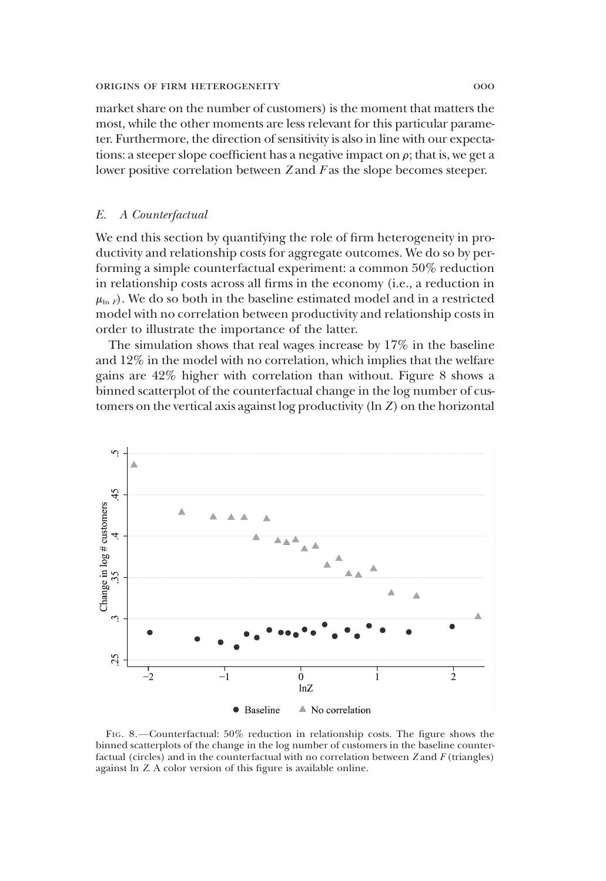market share on the number of customers) is the moment that matters the most, while the other moments are less relevant for this particular parameter. Furthermore, the direction of sensitivity is also in line with our expectations: a steeper slope coefficient has a negative impact on $\rho$; that is, we get a lower positive correlation between $Z$ and $F$ as the slope becomes steeper.

### *E. A Counterfactual*

We end this section by quantifying the role of firm heterogeneity in productivity and relationship costs for aggregate outcomes. We do so by performing a simple counterfactual experiment: a common 50% reduction in relationship costs across all firms in the economy (i.e., a reduction in $\mu_{\ln F}$). We do so both in the baseline estimated model and in a restricted model with no correlation between productivity and relationship costs in order to illustrate the importance of the latter.

The simulation shows that real wages increase by 17% in the baseline and 12% in the model with no correlation, which implies that the welfare gains are 42% higher with correlation than without. Figure 8 shows a binned scatterplot of the counterfactual change in the log number of customers on the vertical axis against log productivity ($\ln Z$) on the horizontal

FIG. 8.—Counterfactual: 50% reduction in relationship costs. The figure shows the binned scatterplots of the change in the log number of customers in the baseline counterfactual (circles) and in the counterfactual with no correlation between $Z$ and $F$ (triangles) against $\ln Z$. A color version of this figure is available online.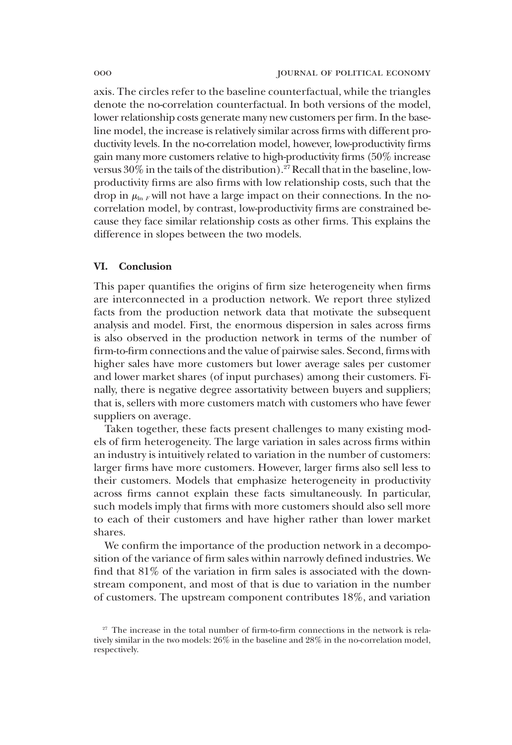axis. The circles refer to the baseline counterfactual, while the triangles denote the no-correlation counterfactual. In both versions of the model, lower relationship costs generate many new customers per firm. In the baseline model, the increase is relatively similar across firms with different productivity levels. In the no-correlation model, however, low-productivity firms gain many more customers relative to high-productivity firms (50% increase versus 30% in the tails of the distribution).[27] Recall that in the baseline, low-productivity firms are also firms with low relationship costs, such that the drop in $\mu_{\ln F}$ will not have a large impact on their connections. In the no-correlation model, by contrast, low-productivity firms are constrained because they face similar relationship costs as other firms. This explains the difference in slopes between the two models.

## VI. Conclusion

This paper quantifies the origins of firm size heterogeneity when firms are interconnected in a production network. We report three stylized facts from the production network data that motivate the subsequent analysis and model. First, the enormous dispersion in sales across firms is also observed in the production network in terms of the number of firm-to-firm connections and the value of pairwise sales. Second, firms with higher sales have more customers but lower average sales per customer and lower market shares (of input purchases) among their customers. Finally, there is negative degree assortativity between buyers and suppliers; that is, sellers with more customers match with customers who have fewer suppliers on average.

Taken together, these facts present challenges to many existing models of firm heterogeneity. The large variation in sales across firms within an industry is intuitively related to variation in the number of customers: larger firms have more customers. However, larger firms also sell less to their customers. Models that emphasize heterogeneity in productivity across firms cannot explain these facts simultaneously. In particular, such models imply that firms with more customers should also sell more to each of their customers and have higher rather than lower market shares.

We confirm the importance of the production network in a decomposition of the variance of firm sales within narrowly defined industries. We find that 81% of the variation in firm sales is associated with the downstream component, and most of that is due to variation in the number of customers. The upstream component contributes 18%, and variation

[27] The increase in the total number of firm-to-firm connections in the network is relatively similar in the two models: 26% in the baseline and 28% in the no-correlation model, respectively.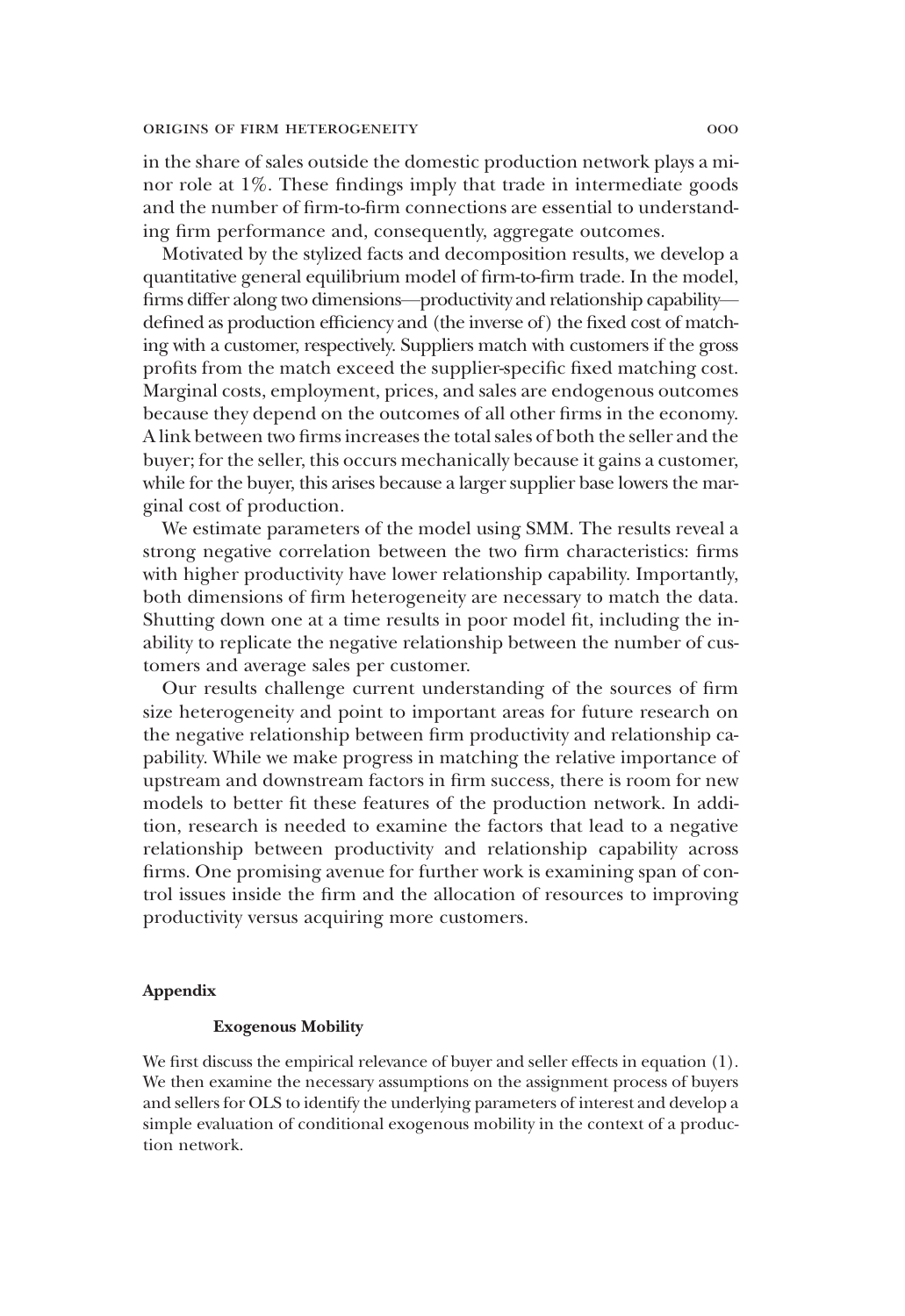in the share of sales outside the domestic production network plays a minor role at 1%. These findings imply that trade in intermediate goods and the number of firm-to-firm connections are essential to understanding firm performance and, consequently, aggregate outcomes.

Motivated by the stylized facts and decomposition results, we develop a quantitative general equilibrium model of firm-to-firm trade. In the model, firms differ along two dimensions—productivity and relationship capability—defined as production efficiency and (the inverse of) the fixed cost of matching with a customer, respectively. Suppliers match with customers if the gross profits from the match exceed the supplier-specific fixed matching cost. Marginal costs, employment, prices, and sales are endogenous outcomes because they depend on the outcomes of all other firms in the economy. A link between two firms increases the total sales of both the seller and the buyer; for the seller, this occurs mechanically because it gains a customer, while for the buyer, this arises because a larger supplier base lowers the marginal cost of production.

We estimate parameters of the model using SMM. The results reveal a strong negative correlation between the two firm characteristics: firms with higher productivity have lower relationship capability. Importantly, both dimensions of firm heterogeneity are necessary to match the data. Shutting down one at a time results in poor model fit, including the inability to replicate the negative relationship between the number of customers and average sales per customer.

Our results challenge current understanding of the sources of firm size heterogeneity and point to important areas for future research on the negative relationship between firm productivity and relationship capability. While we make progress in matching the relative importance of upstream and downstream factors in firm success, there is room for new models to better fit these features of the production network. In addition, research is needed to examine the factors that lead to a negative relationship between productivity and relationship capability across firms. One promising avenue for further work is examining span of control issues inside the firm and the allocation of resources to improving productivity versus acquiring more customers.

## Appendix

### Exogenous Mobility

We first discuss the empirical relevance of buyer and seller effects in equation (1). We then examine the necessary assumptions on the assignment process of buyers and sellers for OLS to identify the underlying parameters of interest and develop a simple evaluation of conditional exogenous mobility in the context of a production network.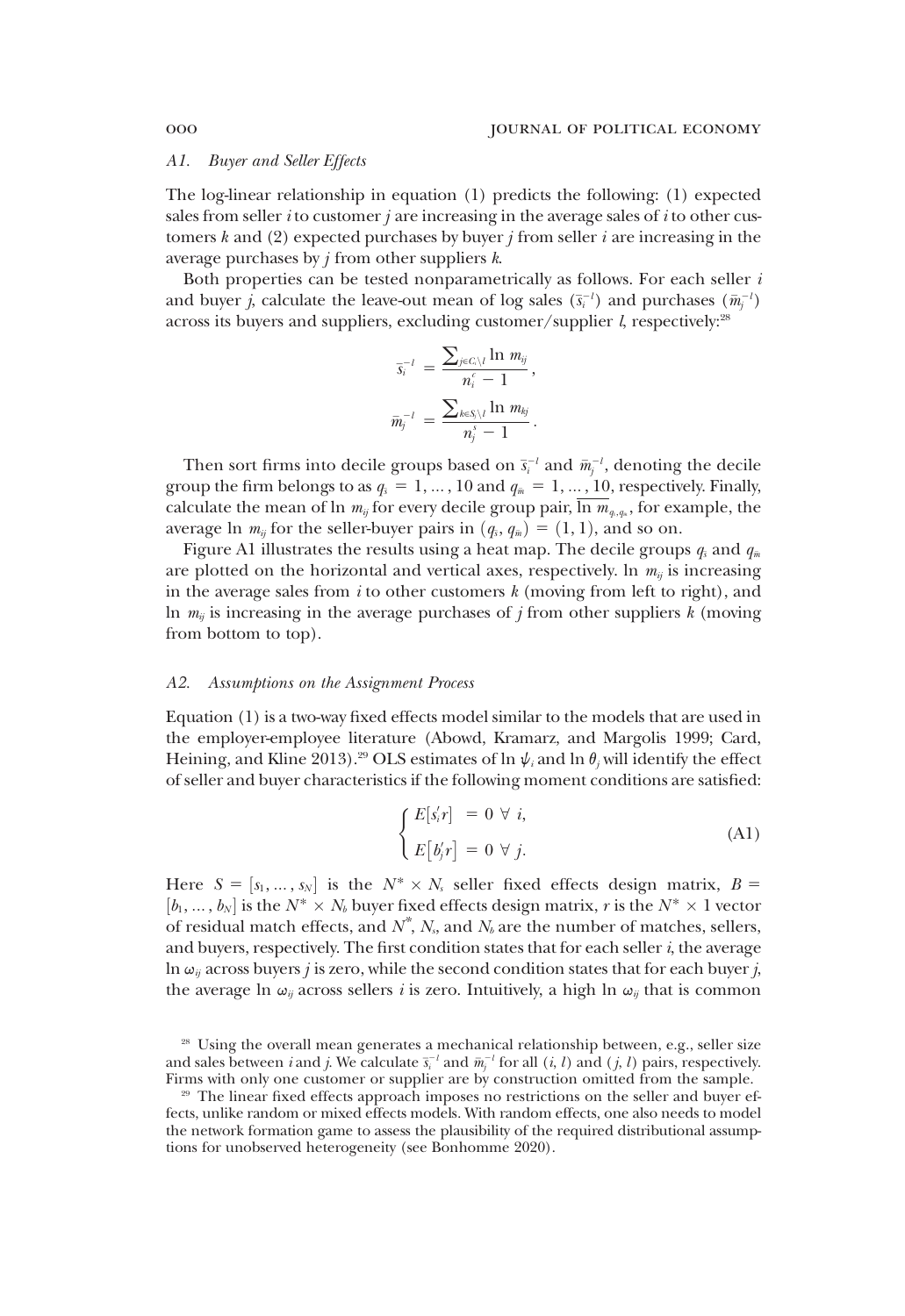### A1. Buyer and Seller Effects

The log-linear relationship in equation (1) predicts the following: (1) expected sales from seller $i$ to customer $j$ are increasing in the average sales of $i$ to other customers $k$ and (2) expected purchases by buyer $j$ from seller $i$ are increasing in the average purchases by $j$ from other suppliers $k$.

Both properties can be tested nonparametrically as follows. For each seller $i$ and buyer $j$, calculate the leave-out mean of log sales ($\bar{s}_i^{-l}$) and purchases ($\bar{m}_j^{-l}$) across its buyers and suppliers, excluding customer/supplier $l$, respectively:[28]

$$\bar{s}_i^{-l} = \frac{\sum_{j \in C_i \setminus l} \ln m_{ij}}{n_i^c - 1},$$

$$\bar{m}_j^{-l} = \frac{\sum_{k \in S_j \setminus l} \ln m_{kj}}{n_j^s - 1}.$$

Then sort firms into decile groups based on $\bar{s}_i^{-l}$ and $\bar{m}_j^{-l}$, denoting the decile group the firm belongs to as $q_{\bar{s}} = 1, \ldots, 10$ and $q_{\bar{m}} = 1, \ldots, 10$, respectively. Finally, calculate the mean of $\ln m_{ij}$ for every decile group pair, $\overline{\ln m}_{q_{\bar{s}}, q_{\bar{m}}}$, for example, the average $\ln m_{ij}$ for the seller-buyer pairs in $(q_{\bar{s}}, q_{\bar{m}}) = (1, 1)$, and so on.

Figure A1 illustrates the results using a heat map. The decile groups $q_{\bar{s}}$ and $q_{\bar{m}}$ are plotted on the horizontal and vertical axes, respectively. $\ln m_{ij}$ is increasing in the average sales from $i$ to other customers $k$ (moving from left to right), and $\ln m_{ij}$ is increasing in the average purchases of $j$ from other suppliers $k$ (moving from bottom to top).

### A2. Assumptions on the Assignment Process

Equation (1) is a two-way fixed effects model similar to the models that are used in the employer-employee literature (Abowd, Kramarz, and Margolis 1999; Card, Heining, and Kline 2013).[29] OLS estimates of $\ln \psi_i$ and $\ln \theta_j$ will identify the effect of seller and buyer characteristics if the following moment conditions are satisfied:

$$\begin{cases} E[s_i' r] = 0 \ \forall \ i, \\ E[b_j' r] = 0 \ \forall \ j. \end{cases} \tag{A1}$$

Here $S = [s_1, \ldots, s_N]$ is the $N^* \times N_s$ seller fixed effects design matrix, $B = [b_1, \ldots, b_N]$ is the $N^* \times N_b$ buyer fixed effects design matrix, $r$ is the $N^* \times 1$ vector of residual match effects, and $N^*$, $N_s$, and $N_b$ are the number of matches, sellers, and buyers, respectively. The first condition states that for each seller $i$, the average $\ln \omega_{ij}$ across buyers $j$ is zero, while the second condition states that for each buyer $j$, the average $\ln \omega_{ij}$ across sellers $i$ is zero. Intuitively, a high $\ln \omega_{ij}$ that is common

[28] Using the overall mean generates a mechanical relationship between, e.g., seller size and sales between $i$ and $j$. We calculate $\bar{s}_i^{-l}$ and $\bar{m}_j^{-l}$ for all $(i, l)$ and $(j, l)$ pairs, respectively. Firms with only one customer or supplier are by construction omitted from the sample.

[29] The linear fixed effects approach imposes no restrictions on the seller and buyer effects, unlike random or mixed effects models. With random effects, one also needs to model the network formation game to assess the plausibility of the required distributional assumptions for unobserved heterogeneity (see Bonhomme 2020).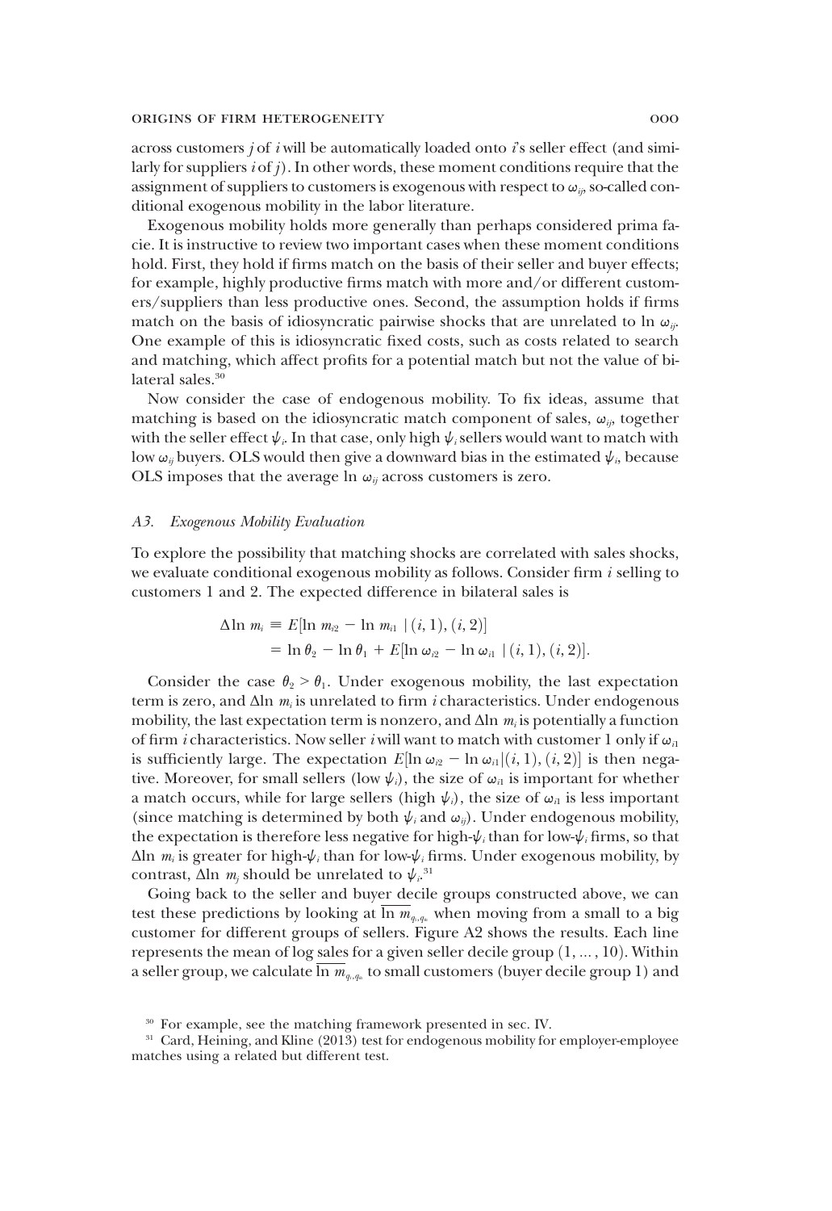across customers $j$ of $i$ will be automatically loaded onto $i$'s seller effect (and similarly for suppliers $i$ of $j$). In other words, these moment conditions require that the assignment of suppliers to customers is exogenous with respect to $\omega_{ij}$, so-called conditional exogenous mobility in the labor literature.

Exogenous mobility holds more generally than perhaps considered prima facie. It is instructive to review two important cases when these moment conditions hold. First, they hold if firms match on the basis of their seller and buyer effects; for example, highly productive firms match with more and/or different customers/suppliers than less productive ones. Second, the assumption holds if firms match on the basis of idiosyncratic pairwise shocks that are unrelated to $\ln \omega_{ij}$. One example of this is idiosyncratic fixed costs, such as costs related to search and matching, which affect profits for a potential match but not the value of bilateral sales.[30]

Now consider the case of endogenous mobility. To fix ideas, assume that matching is based on the idiosyncratic match component of sales, $\omega_{ij}$, together with the seller effect $\psi_i$. In that case, only high $\psi_i$ sellers would want to match with low $\omega_{ij}$ buyers. OLS would then give a downward bias in the estimated $\psi_i$, because OLS imposes that the average $\ln \omega_{ij}$ across customers is zero.

### A3. Exogenous Mobility Evaluation

To explore the possibility that matching shocks are correlated with sales shocks, we evaluate conditional exogenous mobility as follows. Consider firm $i$ selling to customers 1 and 2. The expected difference in bilateral sales is

$$\begin{aligned}\Delta \ln m_i &\equiv E[\ln m_{i2} - \ln m_{i1} \mid (i,1),(i,2)] \\ &= \ln \theta_2 - \ln \theta_1 + E[\ln \omega_{i2} - \ln \omega_{i1} \mid (i,1),(i,2)].\end{aligned}$$

Consider the case $\theta_2 > \theta_1$. Under exogenous mobility, the last expectation term is zero, and $\Delta \ln m_i$ is unrelated to firm $i$ characteristics. Under endogenous mobility, the last expectation term is nonzero, and $\Delta \ln m_i$ is potentially a function of firm $i$ characteristics. Now seller $i$ will want to match with customer 1 only if $\omega_{i1}$ is sufficiently large. The expectation $E[\ln \omega_{i2} - \ln \omega_{i1} | (i,1),(i,2)]$ is then negative. Moreover, for small sellers (low $\psi_i$), the size of $\omega_{i1}$ is important for whether a match occurs, while for large sellers (high $\psi_i$), the size of $\omega_{i1}$ is less important (since matching is determined by both $\psi_i$ and $\omega_{ij}$). Under endogenous mobility, the expectation is therefore less negative for high-$\psi_i$ than for low-$\psi_i$ firms, so that $\Delta \ln m_i$ is greater for high-$\psi_i$ than for low-$\psi_i$ firms. Under exogenous mobility, by contrast, $\Delta \ln m_j$ should be unrelated to $\psi_i$.[31]

Going back to the seller and buyer decile groups constructed above, we can test these predictions by looking at $\overline{\ln m_{q_i,q_j}}$ when moving from a small to a big customer for different groups of sellers. Figure A2 shows the results. Each line represents the mean of log sales for a given seller decile group $(1, \ldots, 10)$. Within a seller group, we calculate $\overline{\ln m_{q_i,q_j}}$ to small customers (buyer decile group 1) and

[30] For example, see the matching framework presented in sec. IV.

[31] Card, Heining, and Kline (2013) test for endogenous mobility for employer-employee matches using a related but different test.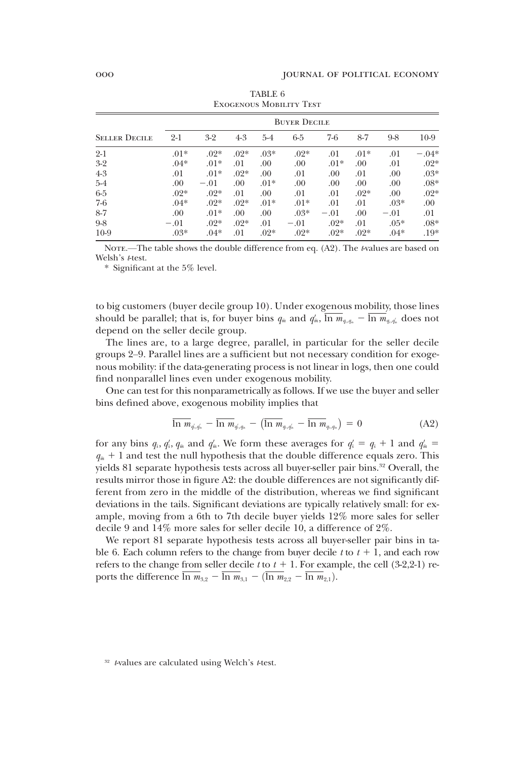TABLE 6
Exogenous Mobility Test

| Seller Decile | Buyer Decile | | | | | | | | |
|---|---|---|---|---|---|---|---|---|---|
| | 2-1 | 3-2 | 4-3 | 5-4 | 6-5 | 7-6 | 8-7 | 9-8 | 10-9 |
| 2-1 | .01* | .02* | .02* | .03* | .02* | .01 | .01* | .01 | −.04* |
| 3-2 | .04* | .01* | .01 | .00 | .00 | .01* | .00 | .01 | .02* |
| 4-3 | .01 | .01* | .02* | .00 | .01 | .00 | .01 | .00 | .03* |
| 5-4 | .00 | −.01 | .00 | .01* | .00 | .00 | .00 | .00 | .08* |
| 6-5 | .02* | .02* | .01 | .00 | .01 | .01 | .02* | .00 | .02* |
| 7-6 | .04* | .02* | .02* | .01* | .01* | .01 | .01 | .03* | .00 |
| 8-7 | .00 | .01* | .00 | .00 | .03* | −.01 | .00 | −.01 | .01 |
| 9-8 | −.01 | .02* | .02* | .01 | −.01 | .02* | .01 | .05* | .08* |
| 10-9 | .03* | .04* | .01 | .02* | .02* | .02* | .02* | .04* | .19* |

Note.—The table shows the double difference from eq. (A2). The *t*-values are based on Welsh's *t*-test.

\* Significant at the 5% level.

to big customers (buyer decile group 10). Under exogenous mobility, those lines should be parallel; that is, for buyer bins $q_m$ and $q_m'$, $\overline{\ln m}_{q_s,q_m} - \overline{\ln m}_{q_s,q_m'}$ does not depend on the seller decile group.

The lines are, to a large degree, parallel, in particular for the seller decile groups 2–9. Parallel lines are a sufficient but not necessary condition for exogenous mobility: if the data-generating process is not linear in logs, then one could find nonparallel lines even under exogenous mobility.

One can test for this nonparametrically as follows. If we use the buyer and seller bins defined above, exogenous mobility implies that

$$\overline{\ln m}_{q_s',q_m'} - \overline{\ln m}_{q_s',q_m} - \left(\overline{\ln m}_{q_s,q_m'} - \overline{\ln m}_{q_s,q_m}\right) = 0 \tag{A2}$$

for any bins $q_s$, $q_s'$, $q_m$ and $q_m'$. We form these averages for $q_s' = q_s + 1$ and $q_m' = q_m + 1$ and test the null hypothesis that the double difference equals zero. This yields 81 separate hypothesis tests across all buyer-seller pair bins.[32] Overall, the results mirror those in figure A2: the double differences are not significantly different from zero in the middle of the distribution, whereas we find significant deviations in the tails. Significant deviations are typically relatively small: for example, moving from a 6th to 7th decile buyer yields 12% more sales for seller decile 9 and 14% more sales for seller decile 10, a difference of 2%.

We report 81 separate hypothesis tests across all buyer-seller pair bins in table 6. Each column refers to the change from buyer decile $t$ to $t + 1$, and each row refers to the change from seller decile $t$ to $t + 1$. For example, the cell (3-2,2-1) reports the difference $\overline{\ln m}_{3,2} - \overline{\ln m}_{3,1} - (\overline{\ln m}_{2,2} - \overline{\ln m}_{2,1})$.

[32] *t*-values are calculated using Welch's *t*-test.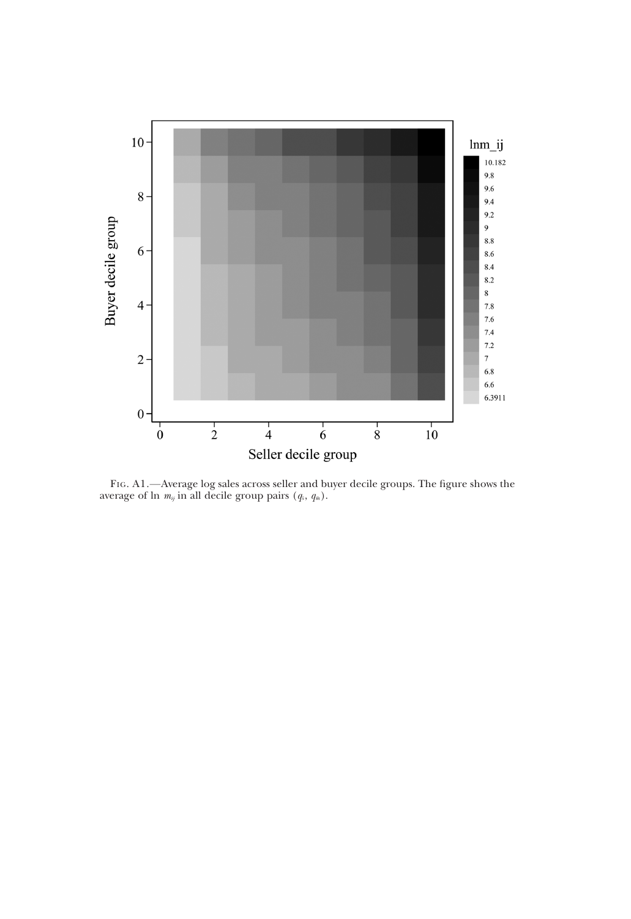Fig. A1.—Average log sales across seller and buyer decile groups. The figure shows the average of $\ln m_{ij}$ in all decile group pairs $(q_s, q_m)$.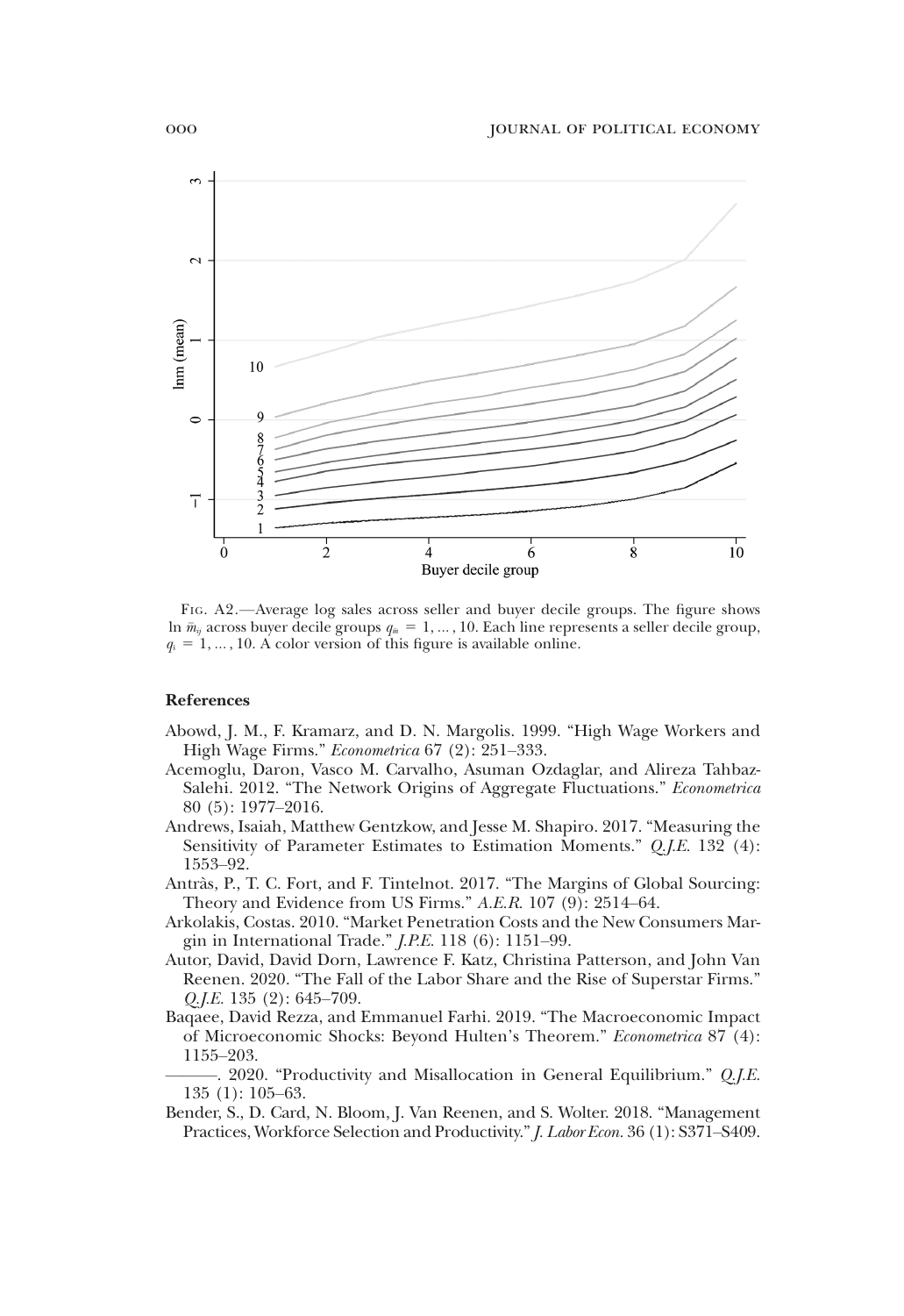Fig. A2.—Average log sales across seller and buyer decile groups. The figure shows $\ln \bar{m}_{ij}$ across buyer decile groups $q_m = 1, \ldots, 10$. Each line represents a seller decile group, $q_s = 1, \ldots, 10$. A color version of this figure is available online.

## References

Abowd, J. M., F. Kramarz, and D. N. Margolis. 1999. "High Wage Workers and High Wage Firms." *Econometrica* 67 (2): 251–333.

Acemoglu, Daron, Vasco M. Carvalho, Asuman Ozdaglar, and Alireza Tahbaz-Salehi. 2012. "The Network Origins of Aggregate Fluctuations." *Econometrica* 80 (5): 1977–2016.

Andrews, Isaiah, Matthew Gentzkow, and Jesse M. Shapiro. 2017. "Measuring the Sensitivity of Parameter Estimates to Estimation Moments." *Q.J.E.* 132 (4): 1553–92.

Antràs, P., T. C. Fort, and F. Tintelnot. 2017. "The Margins of Global Sourcing: Theory and Evidence from US Firms." *A.E.R.* 107 (9): 2514–64.

Arkolakis, Costas. 2010. "Market Penetration Costs and the New Consumers Margin in International Trade." *J.P.E.* 118 (6): 1151–99.

Autor, David, David Dorn, Lawrence F. Katz, Christina Patterson, and John Van Reenen. 2020. "The Fall of the Labor Share and the Rise of Superstar Firms." *Q.J.E.* 135 (2): 645–709.

Baqaee, David Rezza, and Emmanuel Farhi. 2019. "The Macroeconomic Impact of Microeconomic Shocks: Beyond Hulten's Theorem." *Econometrica* 87 (4): 1155–203.

———. 2020. "Productivity and Misallocation in General Equilibrium." *Q.J.E.* 135 (1): 105–63.

Bender, S., D. Card, N. Bloom, J. Van Reenen, and S. Wolter. 2018. "Management Practices, Workforce Selection and Productivity." *J. Labor Econ.* 36 (1): S371–S409.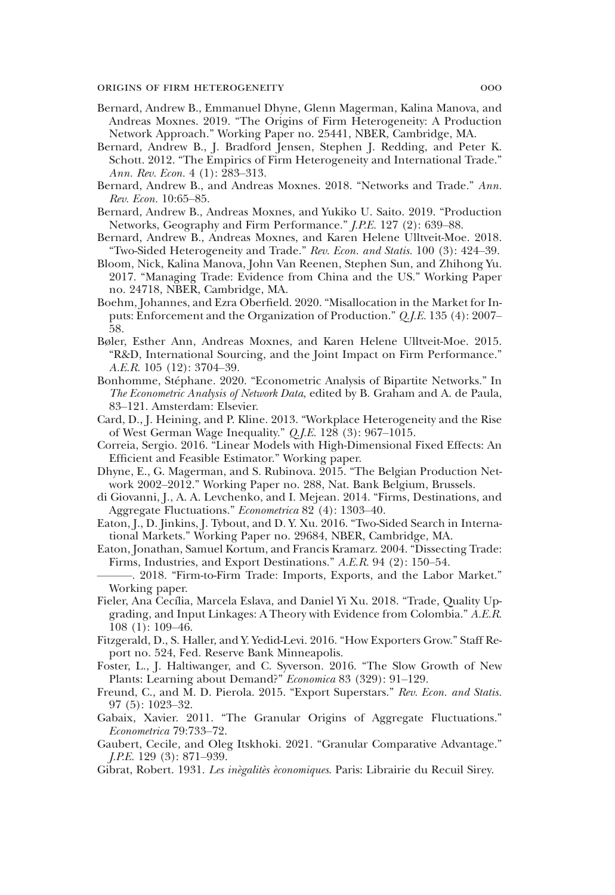Bernard, Andrew B., Emmanuel Dhyne, Glenn Magerman, Kalina Manova, and Andreas Moxnes. 2019. "The Origins of Firm Heterogeneity: A Production Network Approach." Working Paper no. 25441, NBER, Cambridge, MA.

Bernard, Andrew B., J. Bradford Jensen, Stephen J. Redding, and Peter K. Schott. 2012. "The Empirics of Firm Heterogeneity and International Trade." *Ann. Rev. Econ.* 4 (1): 283–313.

Bernard, Andrew B., and Andreas Moxnes. 2018. "Networks and Trade." *Ann. Rev. Econ.* 10:65–85.

Bernard, Andrew B., Andreas Moxnes, and Yukiko U. Saito. 2019. "Production Networks, Geography and Firm Performance." *J.P.E.* 127 (2): 639–88.

Bernard, Andrew B., Andreas Moxnes, and Karen Helene Ulltveit-Moe. 2018. "Two-Sided Heterogeneity and Trade." *Rev. Econ. and Statis.* 100 (3): 424–39.

Bloom, Nick, Kalina Manova, John Van Reenen, Stephen Sun, and Zhihong Yu. 2017. "Managing Trade: Evidence from China and the US." Working Paper no. 24718, NBER, Cambridge, MA.

Boehm, Johannes, and Ezra Oberfield. 2020. "Misallocation in the Market for Inputs: Enforcement and the Organization of Production." *Q.J.E.* 135 (4): 2007–58.

Bøler, Esther Ann, Andreas Moxnes, and Karen Helene Ulltveit-Moe. 2015. "R&D, International Sourcing, and the Joint Impact on Firm Performance." *A.E.R.* 105 (12): 3704–39.

Bonhomme, Stéphane. 2020. "Econometric Analysis of Bipartite Networks." In *The Econometric Analysis of Network Data*, edited by B. Graham and A. de Paula, 83–121. Amsterdam: Elsevier.

Card, D., J. Heining, and P. Kline. 2013. "Workplace Heterogeneity and the Rise of West German Wage Inequality." *Q.J.E.* 128 (3): 967–1015.

Correia, Sergio. 2016. "Linear Models with High-Dimensional Fixed Effects: An Efficient and Feasible Estimator." Working paper.

Dhyne, E., G. Magerman, and S. Rubinova. 2015. "The Belgian Production Network 2002–2012." Working Paper no. 288, Nat. Bank Belgium, Brussels.

di Giovanni, J., A. A. Levchenko, and I. Mejean. 2014. "Firms, Destinations, and Aggregate Fluctuations." *Econometrica* 82 (4): 1303–40.

Eaton, J., D. Jinkins, J. Tybout, and D. Y. Xu. 2016. "Two-Sided Search in International Markets." Working Paper no. 29684, NBER, Cambridge, MA.

Eaton, Jonathan, Samuel Kortum, and Francis Kramarz. 2004. "Dissecting Trade: Firms, Industries, and Export Destinations." *A.E.R.* 94 (2): 150–54.

———. 2018. "Firm-to-Firm Trade: Imports, Exports, and the Labor Market." Working paper.

Fieler, Ana Cecília, Marcela Eslava, and Daniel Yi Xu. 2018. "Trade, Quality Upgrading, and Input Linkages: A Theory with Evidence from Colombia." *A.E.R.* 108 (1): 109–46.

Fitzgerald, D., S. Haller, and Y. Yedid-Levi. 2016. "How Exporters Grow." Staff Report no. 524, Fed. Reserve Bank Minneapolis.

Foster, L., J. Haltiwanger, and C. Syverson. 2016. "The Slow Growth of New Plants: Learning about Demand?" *Economica* 83 (329): 91–129.

Freund, C., and M. D. Pierola. 2015. "Export Superstars." *Rev. Econ. and Statis.* 97 (5): 1023–32.

Gabaix, Xavier. 2011. "The Granular Origins of Aggregate Fluctuations." *Econometrica* 79:733–72.

Gaubert, Cecile, and Oleg Itskhoki. 2021. "Granular Comparative Advantage." *J.P.E.* 129 (3): 871–939.

Gibrat, Robert. 1931. *Les inègalitès èconomiques*. Paris: Librairie du Recuil Sirey.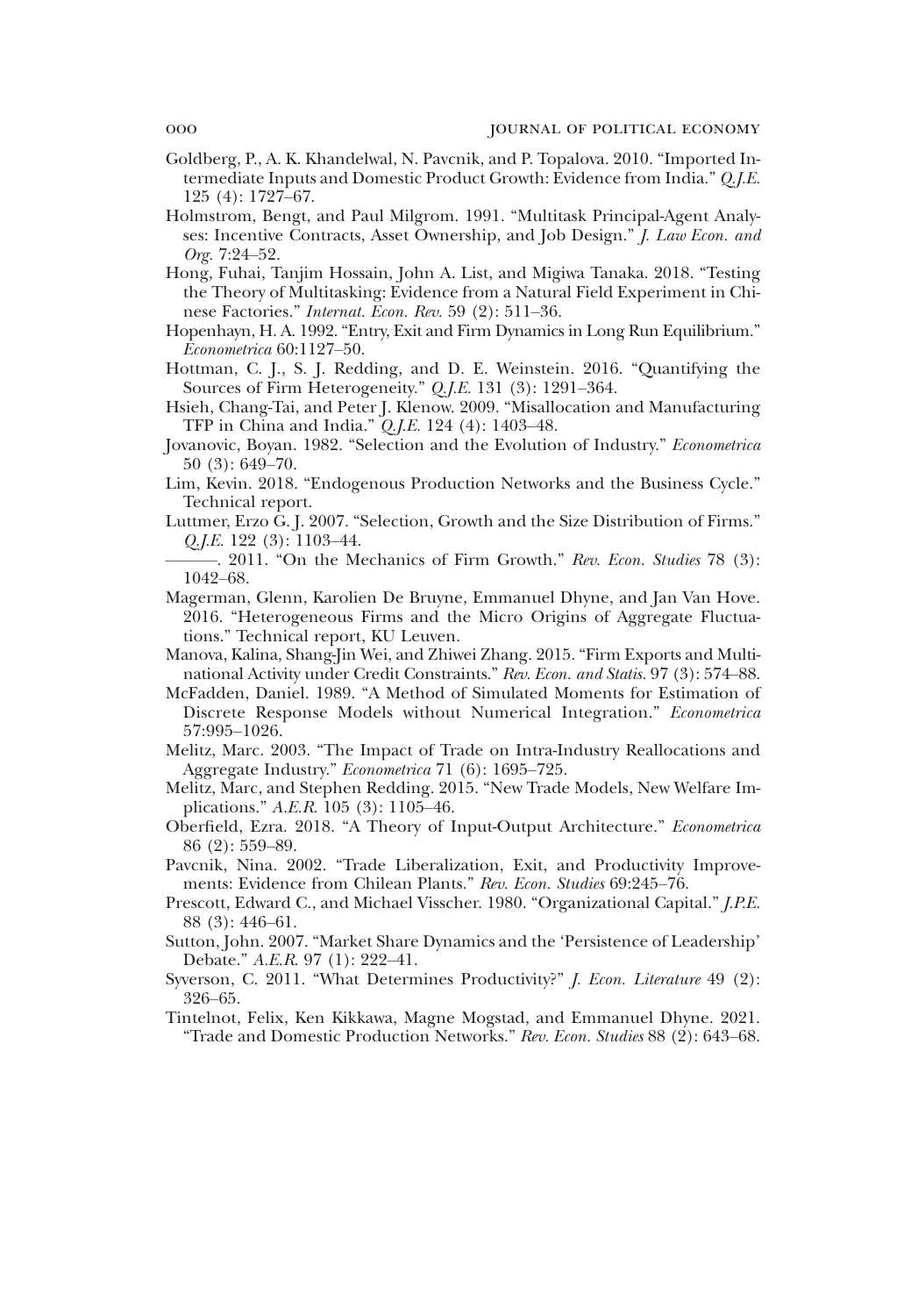Goldberg, P., A. K. Khandelwal, N. Pavcnik, and P. Topalova. 2010. "Imported Intermediate Inputs and Domestic Product Growth: Evidence from India." *Q.J.E.* 125 (4): 1727–67.

Holmstrom, Bengt, and Paul Milgrom. 1991. "Multitask Principal-Agent Analyses: Incentive Contracts, Asset Ownership, and Job Design." *J. Law Econ. and Org.* 7:24–52.

Hong, Fuhai, Tanjim Hossain, John A. List, and Migiwa Tanaka. 2018. "Testing the Theory of Multitasking: Evidence from a Natural Field Experiment in Chinese Factories." *Internat. Econ. Rev.* 59 (2): 511–36.

Hopenhayn, H. A. 1992. "Entry, Exit and Firm Dynamics in Long Run Equilibrium." *Econometrica* 60:1127–50.

Hottman, C. J., S. J. Redding, and D. E. Weinstein. 2016. "Quantifying the Sources of Firm Heterogeneity." *Q.J.E.* 131 (3): 1291–364.

Hsieh, Chang-Tai, and Peter J. Klenow. 2009. "Misallocation and Manufacturing TFP in China and India." *Q.J.E.* 124 (4): 1403–48.

Jovanovic, Boyan. 1982. "Selection and the Evolution of Industry." *Econometrica* 50 (3): 649–70.

Lim, Kevin. 2018. "Endogenous Production Networks and the Business Cycle." Technical report.

Luttmer, Erzo G. J. 2007. "Selection, Growth and the Size Distribution of Firms." *Q.J.E.* 122 (3): 1103–44.

———. 2011. "On the Mechanics of Firm Growth." *Rev. Econ. Studies* 78 (3): 1042–68.

Magerman, Glenn, Karolien De Bruyne, Emmanuel Dhyne, and Jan Van Hove. 2016. "Heterogeneous Firms and the Micro Origins of Aggregate Fluctuations." Technical report, KU Leuven.

Manova, Kalina, Shang-Jin Wei, and Zhiwei Zhang. 2015. "Firm Exports and Multinational Activity under Credit Constraints." *Rev. Econ. and Statis.* 97 (3): 574–88.

McFadden, Daniel. 1989. "A Method of Simulated Moments for Estimation of Discrete Response Models without Numerical Integration." *Econometrica* 57:995–1026.

Melitz, Marc. 2003. "The Impact of Trade on Intra-Industry Reallocations and Aggregate Industry." *Econometrica* 71 (6): 1695–725.

Melitz, Marc, and Stephen Redding. 2015. "New Trade Models, New Welfare Implications." *A.E.R.* 105 (3): 1105–46.

Oberfield, Ezra. 2018. "A Theory of Input-Output Architecture." *Econometrica* 86 (2): 559–89.

Pavcnik, Nina. 2002. "Trade Liberalization, Exit, and Productivity Improvements: Evidence from Chilean Plants." *Rev. Econ. Studies* 69:245–76.

Prescott, Edward C., and Michael Visscher. 1980. "Organizational Capital." *J.P.E.* 88 (3): 446–61.

Sutton, John. 2007. "Market Share Dynamics and the 'Persistence of Leadership' Debate." *A.E.R.* 97 (1): 222–41.

Syverson, C. 2011. "What Determines Productivity?" *J. Econ. Literature* 49 (2): 326–65.

Tintelnot, Felix, Ken Kikkawa, Magne Mogstad, and Emmanuel Dhyne. 2021. "Trade and Domestic Production Networks." *Rev. Econ. Studies* 88 (2): 643–68.